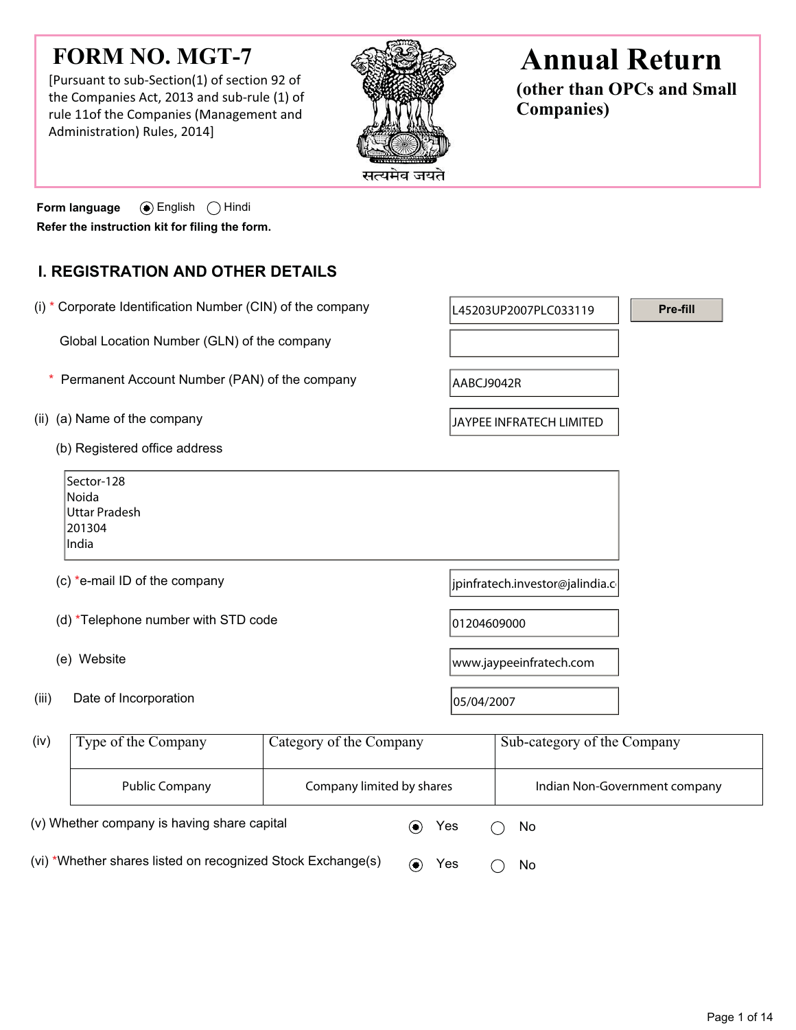# FORM NO. MGT-7

[Pursuant to sub-Section(1) of section 92 of the Companies Act, 2013 and sub-rule (1) of rule 11of the Companies (Management and Administration) Rules, 2014]

सत्यमेव जयते

# Annual Return

**(other than OPCs and Small Companies)**

**Form language** (●) English ( ) Hindi

**Refer the instruction kit for filing the form.**

## I. REGISTRATION AND OTHER DETAILS

(i) * Corporate Identification Number (CIN) of the company: L45203UP2007PLC033119 [Pre-fill]

Global Location Number (GLN) of the company:

\* Permanent Account Number (PAN) of the company: AABCJ9042R

(ii) (a) Name of the company: JAYPEE INFRATECH LIMITED

(b) Registered office address

Sector-128
Noida
Uttar Pradesh
201304
India

(c) *e-mail ID of the company: jpinfratech.investor@jalindia.c

(d) *Telephone number with STD code: 01204609000

(e) Website: www.jaypeeinfratech.com

(iii) Date of Incorporation: 05/04/2007

(iv)

| Type of the Company | Category of the Company | Sub-category of the Company |
| --- | --- | --- |
| Public Company | Company limited by shares | Indian Non-Government company |

(v) Whether company is having share capital (●) Yes ( ) No

(vi) *Whether shares listed on recognized Stock Exchange(s) (●) Yes ( ) No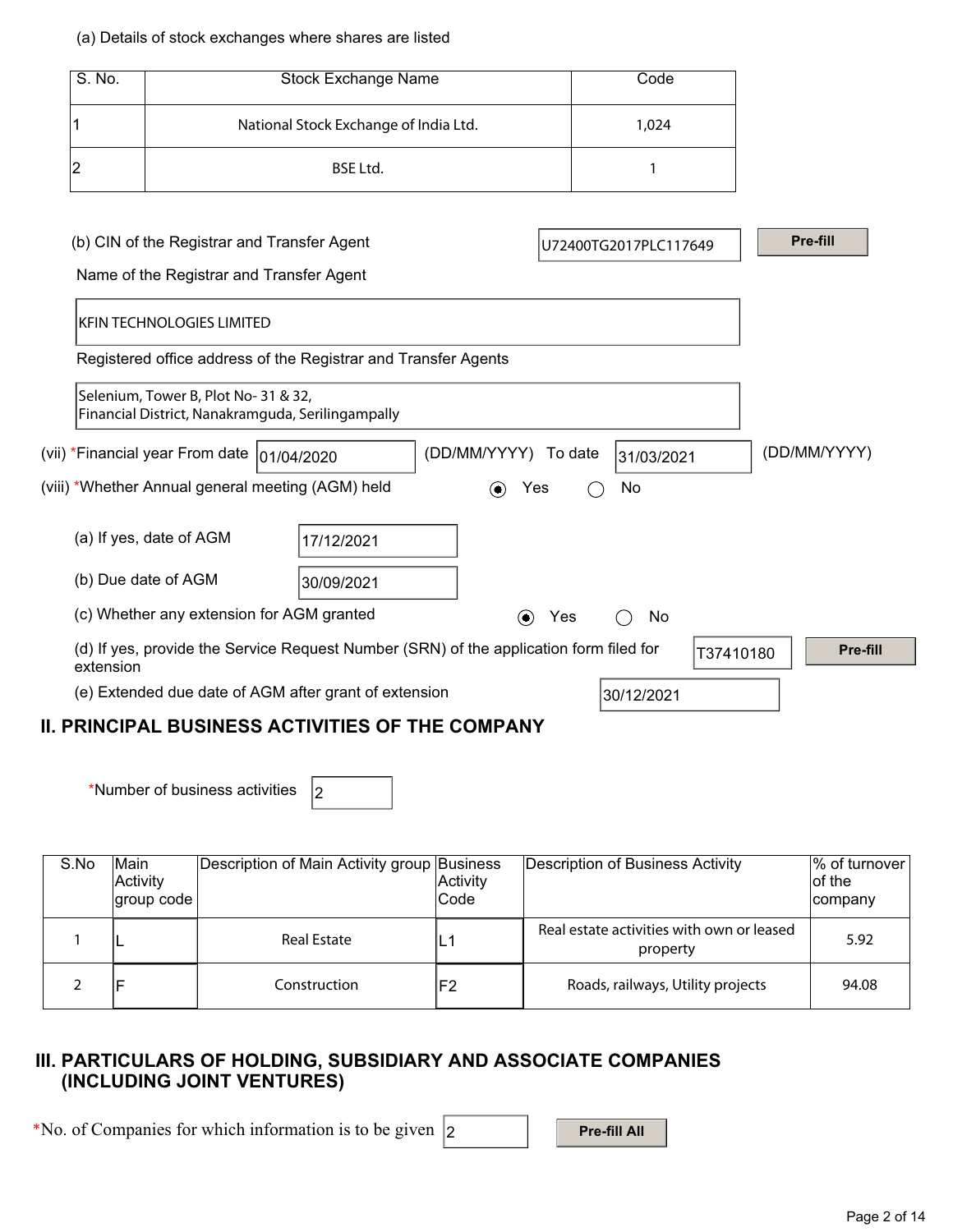(a) Details of stock exchanges where shares are listed

| S. No. | Stock Exchange Name | Code |
|---|---|---|
| 1 | National Stock Exchange of India Ltd. | 1,024 |
| 2 | BSE Ltd. | 1 |

(b) CIN of the Registrar and Transfer Agent: U72400TG2017PLC117649 [Pre-fill]

Name of the Registrar and Transfer Agent

KFIN TECHNOLOGIES LIMITED

Registered office address of the Registrar and Transfer Agents

Selenium, Tower B, Plot No- 31 & 32,
Financial District, Nanakramguda, Serilingampally

(vii) *Financial year From date 01/04/2020 (DD/MM/YYYY) To date 31/03/2021 (DD/MM/YYYY)

(viii) *Whether Annual general meeting (AGM) held ◉ Yes ◯ No

(a) If yes, date of AGM: 17/12/2021

(b) Due date of AGM: 30/09/2021

(c) Whether any extension for AGM granted ◉ Yes ◯ No

(d) If yes, provide the Service Request Number (SRN) of the application form filed for extension: T37410180 [Pre-fill]

(e) Extended due date of AGM after grant of extension: 30/12/2021

## II. PRINCIPAL BUSINESS ACTIVITIES OF THE COMPANY

*Number of business activities: 2

| S.No | Main Activity group code | Description of Main Activity group | Business Activity Code | Description of Business Activity | % of turnover of the company |
|---|---|---|---|---|---|
| 1 | L | Real Estate | L1 | Real estate activities with own or leased property | 5.92 |
| 2 | F | Construction | F2 | Roads, railways, Utility projects | 94.08 |

## III. PARTICULARS OF HOLDING, SUBSIDIARY AND ASSOCIATE COMPANIES (INCLUDING JOINT VENTURES)

*No. of Companies for which information is to be given: 2 [Pre-fill All]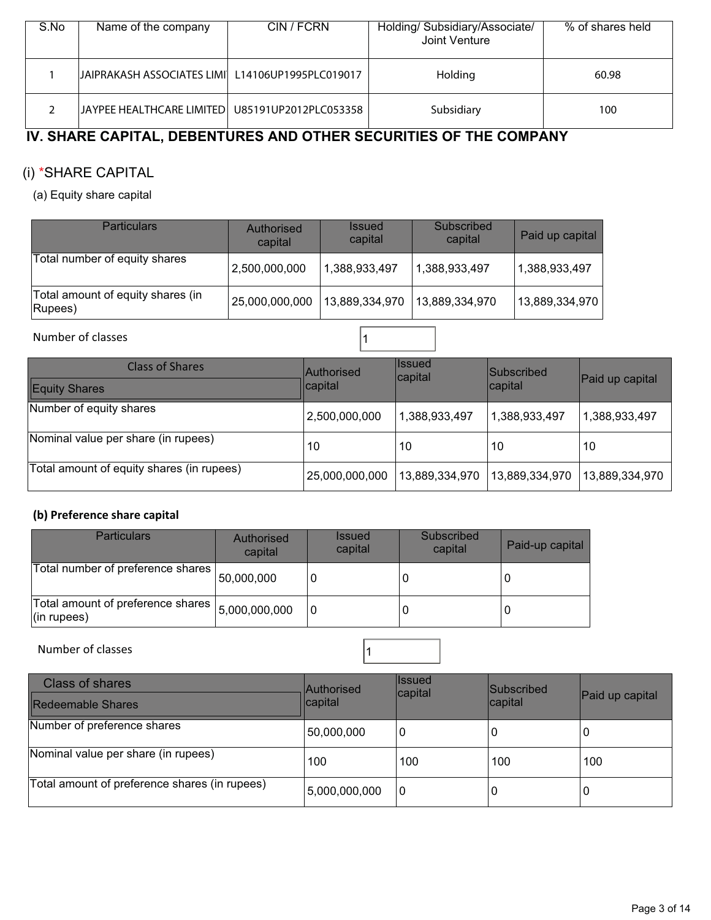| S.No | Name of the company | CIN / FCRN | Holding/ Subsidiary/Associate/ Joint Venture | % of shares held |
|---|---|---|---|---|
| 1 | JAIPRAKASH ASSOCIATES LIMI | L14106UP1995PLC019017 | Holding | 60.98 |
| 2 | JAYPEE HEALTHCARE LIMITED | U85191UP2012PLC053358 | Subsidiary | 100 |

## IV. SHARE CAPITAL, DEBENTURES AND OTHER SECURITIES OF THE COMPANY

### (i) *SHARE CAPITAL

(a) Equity share capital

| Particulars | Authorised capital | Issued capital | Subscribed capital | Paid up capital |
|---|---|---|---|---|
| Total number of equity shares | 2,500,000,000 | 1,388,933,497 | 1,388,933,497 | 1,388,933,497 |
| Total amount of equity shares (in Rupees) | 25,000,000,000 | 13,889,334,970 | 13,889,334,970 | 13,889,334,970 |

Number of classes: 1

| Class of Shares<br>Equity Shares | Authorised capital | Issued capital | Subscribed capital | Paid up capital |
|---|---|---|---|---|
| Number of equity shares | 2,500,000,000 | 1,388,933,497 | 1,388,933,497 | 1,388,933,497 |
| Nominal value per share (in rupees) | 10 | 10 | 10 | 10 |
| Total amount of equity shares (in rupees) | 25,000,000,000 | 13,889,334,970 | 13,889,334,970 | 13,889,334,970 |

**(b) Preference share capital**

| Particulars | Authorised capital | Issued capital | Subscribed capital | Paid-up capital |
|---|---|---|---|---|
| Total number of preference shares | 50,000,000 | 0 | 0 | 0 |
| Total amount of preference shares (in rupees) | 5,000,000,000 | 0 | 0 | 0 |

Number of classes: 1

| Class of shares<br>Redeemable Shares | Authorised capital | Issued capital | Subscribed capital | Paid up capital |
|---|---|---|---|---|
| Number of preference shares | 50,000,000 | 0 | 0 | 0 |
| Nominal value per share (in rupees) | 100 | 100 | 100 | 100 |
| Total amount of preference shares (in rupees) | 5,000,000,000 | 0 | 0 | 0 |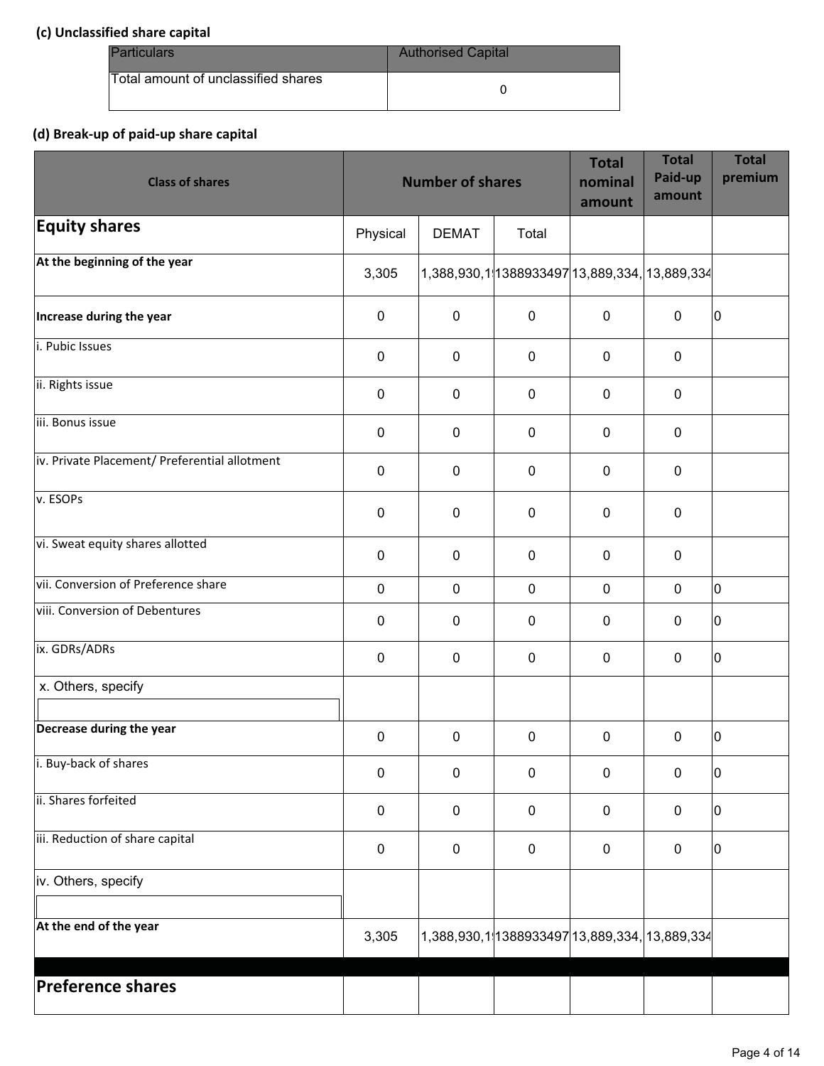**(c) Unclassified share capital**

| Particulars | Authorised Capital |
|---|---|
| Total amount of unclassified shares | 0 |

**(d) Break-up of paid-up share capital**

| Class of shares | Number of shares | | | Total nominal amount | Total Paid-up amount | Total premium |
|---|---|---|---|---|---|---|
| **Equity shares** | Physical | DEMAT | Total | | | |
| **At the beginning of the year** | 3,305 | 1,388,930,1! | 1388933497 | 13,889,334, | 13,889,334 | |
| **Increase during the year** | 0 | 0 | 0 | 0 | 0 | 0 |
| i. Pubic Issues | 0 | 0 | 0 | 0 | 0 | |
| ii. Rights issue | 0 | 0 | 0 | 0 | 0 | |
| iii. Bonus issue | 0 | 0 | 0 | 0 | 0 | |
| iv. Private Placement/ Preferential allotment | 0 | 0 | 0 | 0 | 0 | |
| v. ESOPs | 0 | 0 | 0 | 0 | 0 | |
| vi. Sweat equity shares allotted | 0 | 0 | 0 | 0 | 0 | |
| vii. Conversion of Preference share | 0 | 0 | 0 | 0 | 0 | 0 |
| viii. Conversion of Debentures | 0 | 0 | 0 | 0 | 0 | 0 |
| ix. GDRs/ADRs | 0 | 0 | 0 | 0 | 0 | 0 |
| x. Others, specify | | | | | | |
| **Decrease during the year** | 0 | 0 | 0 | 0 | 0 | 0 |
| i. Buy-back of shares | 0 | 0 | 0 | 0 | 0 | 0 |
| ii. Shares forfeited | 0 | 0 | 0 | 0 | 0 | 0 |
| iii. Reduction of share capital | 0 | 0 | 0 | 0 | 0 | 0 |
| iv. Others, specify | | | | | | |
| **At the end of the year** | 3,305 | 1,388,930,1! | 1388933497 | 13,889,334, | 13,889,334 | |
| **Preference shares** | | | | | | |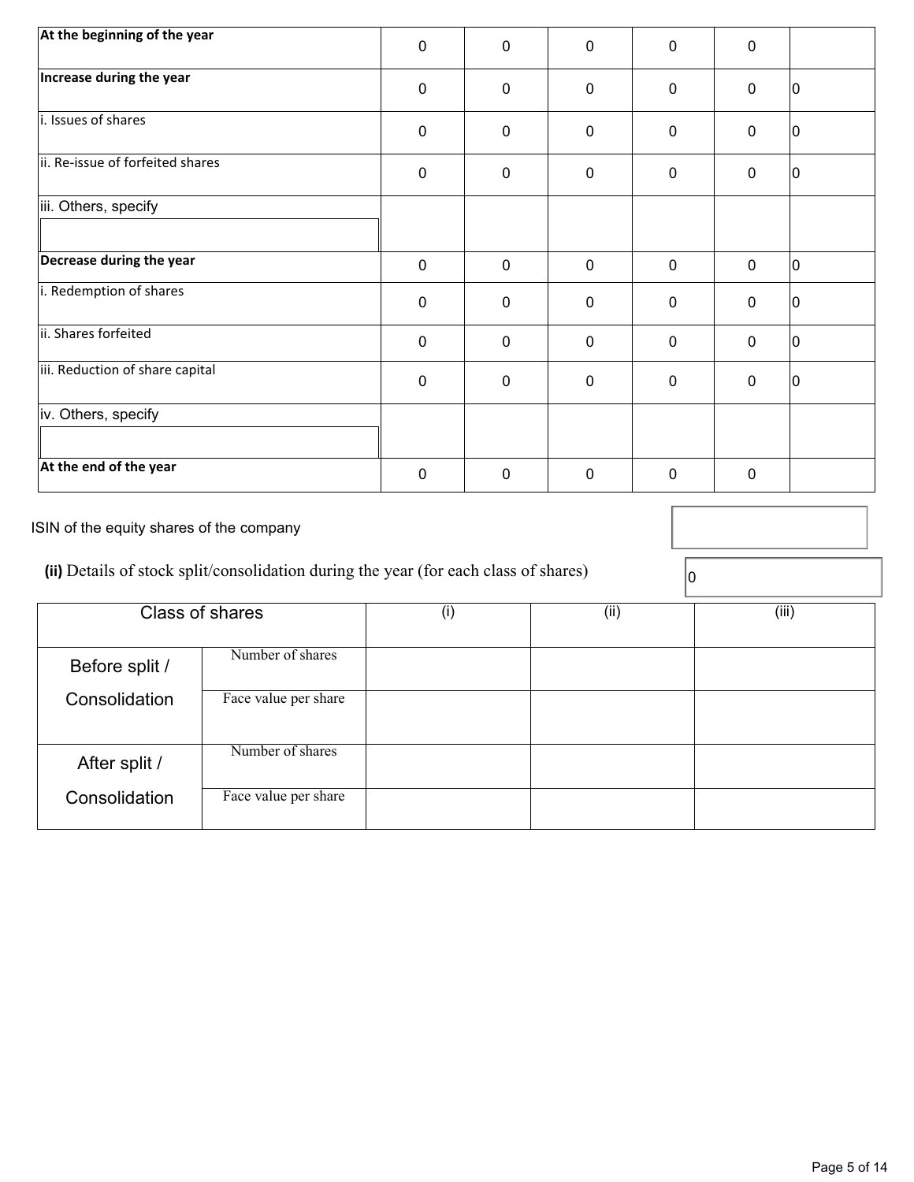| | | | | | | |
|---|---|---|---|---|---|---|
| **At the beginning of the year** | 0 | 0 | 0 | 0 | 0 | |
| **Increase during the year** | 0 | 0 | 0 | 0 | 0 | 0 |
| i. Issues of shares | 0 | 0 | 0 | 0 | 0 | 0 |
| ii. Re-issue of forfeited shares | 0 | 0 | 0 | 0 | 0 | 0 |
| iii. Others, specify | | | | | | |
| **Decrease during the year** | 0 | 0 | 0 | 0 | 0 | 0 |
| i. Redemption of shares | 0 | 0 | 0 | 0 | 0 | 0 |
| ii. Shares forfeited | 0 | 0 | 0 | 0 | 0 | 0 |
| iii. Reduction of share capital | 0 | 0 | 0 | 0 | 0 | 0 |
| iv. Others, specify | | | | | | |
| **At the end of the year** | 0 | 0 | 0 | 0 | 0 | |

ISIN of the equity shares of the company

**(ii)** Details of stock split/consolidation during the year (for each class of shares) 0

| Class of shares | | (i) | (ii) | (iii) |
|---|---|---|---|---|
| Before split / Consolidation | Number of shares | | | |
| | Face value per share | | | |
| After split / Consolidation | Number of shares | | | |
| | Face value per share | | | |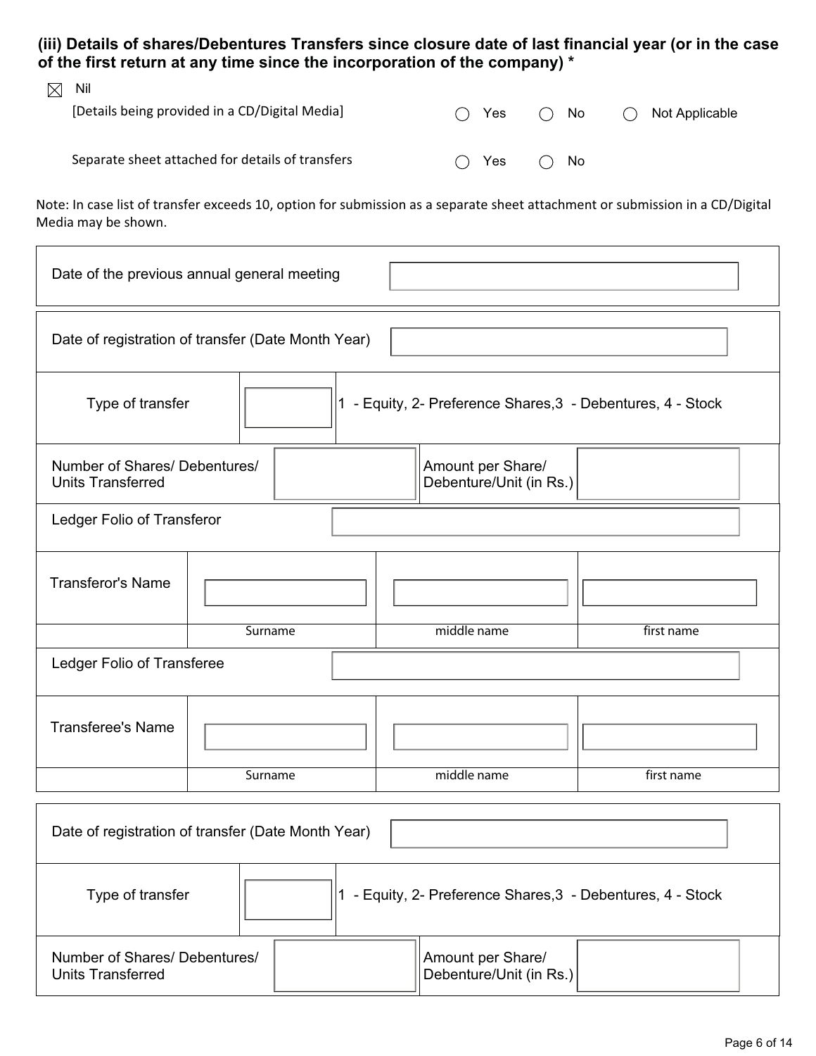### (iii) Details of shares/Debentures Transfers since closure date of last financial year (or in the case of the first return at any time since the incorporation of the company) *

☒ Nil

[Details being provided in a CD/Digital Media] ○ Yes ○ No ○ Not Applicable

Separate sheet attached for details of transfers ○ Yes ○ No

Note: In case list of transfer exceeds 10, option for submission as a separate sheet attachment or submission in a CD/Digital Media may be shown.

| Date of the previous annual general meeting | |
|---|---|

| Date of registration of transfer (Date Month Year) | | | |
|---|---|---|---|
| Type of transfer | | 1 - Equity, 2- Preference Shares,3 - Debentures, 4 - Stock | |
| Number of Shares/ Debentures/ Units Transferred | | Amount per Share/ Debenture/Unit (in Rs.) | |
| Ledger Folio of Transferor | | | |
| Transferor's Name | | | |
| | Surname | middle name | first name |
| Ledger Folio of Transferee | | | |
| Transferee's Name | | | |
| | Surname | middle name | first name |

| Date of registration of transfer (Date Month Year) | | | |
|---|---|---|---|
| Type of transfer | | 1 - Equity, 2- Preference Shares,3 - Debentures, 4 - Stock | |
| Number of Shares/ Debentures/ Units Transferred | | Amount per Share/ Debenture/Unit (in Rs.) | |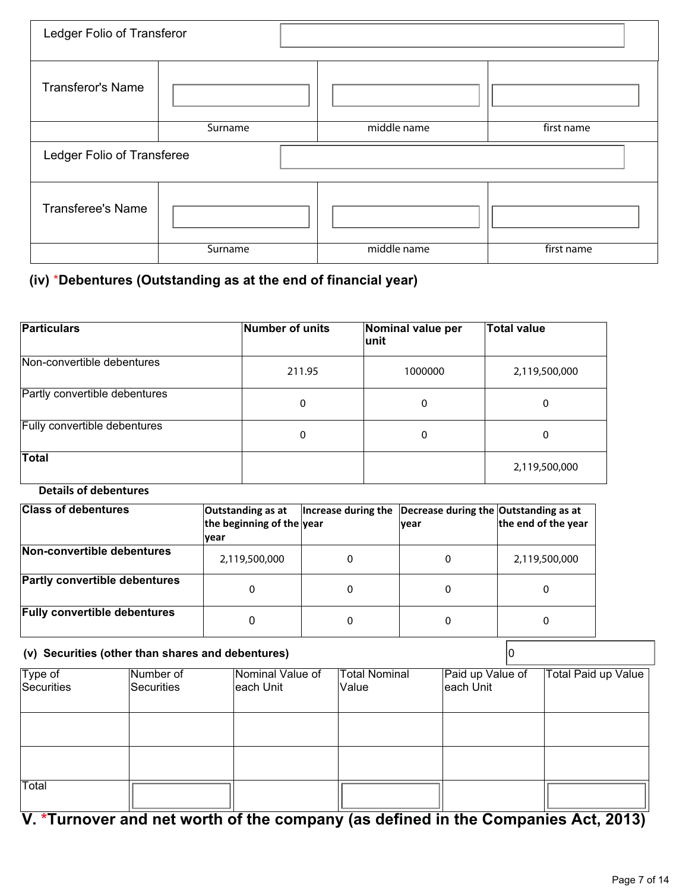| Ledger Folio of Transferor | | | |
|---|---|---|---|
| Transferor's Name | | | |
| | Surname | middle name | first name |
| Ledger Folio of Transferee | | | |
| Transferee's Name | | | |
| | Surname | middle name | first name |

## (iv) *Debentures (Outstanding as at the end of financial year)

| Particulars | Number of units | Nominal value per unit | Total value |
|---|---|---|---|
| Non-convertible debentures | 211.95 | 1000000 | 2,119,500,000 |
| Partly convertible debentures | 0 | 0 | 0 |
| Fully convertible debentures | 0 | 0 | 0 |
| **Total** | | | 2,119,500,000 |

**Details of debentures**

| Class of debentures | Outstanding as at the beginning of the year | Increase during the year | Decrease during the year | Outstanding as at the end of the year |
|---|---|---|---|---|
| **Non-convertible debentures** | 2,119,500,000 | 0 | 0 | 2,119,500,000 |
| **Partly convertible debentures** | 0 | 0 | 0 | 0 |
| **Fully convertible debentures** | 0 | 0 | 0 | 0 |

**(v) Securities (other than shares and debentures)** 0

| Type of Securities | Number of Securities | Nominal Value of each Unit | Total Nominal Value | Paid up Value of each Unit | Total Paid up Value |
|---|---|---|---|---|---|
| | | | | | |
| | | | | | |
| Total | | | | | |

## V. *Turnover and net worth of the company (as defined in the Companies Act, 2013)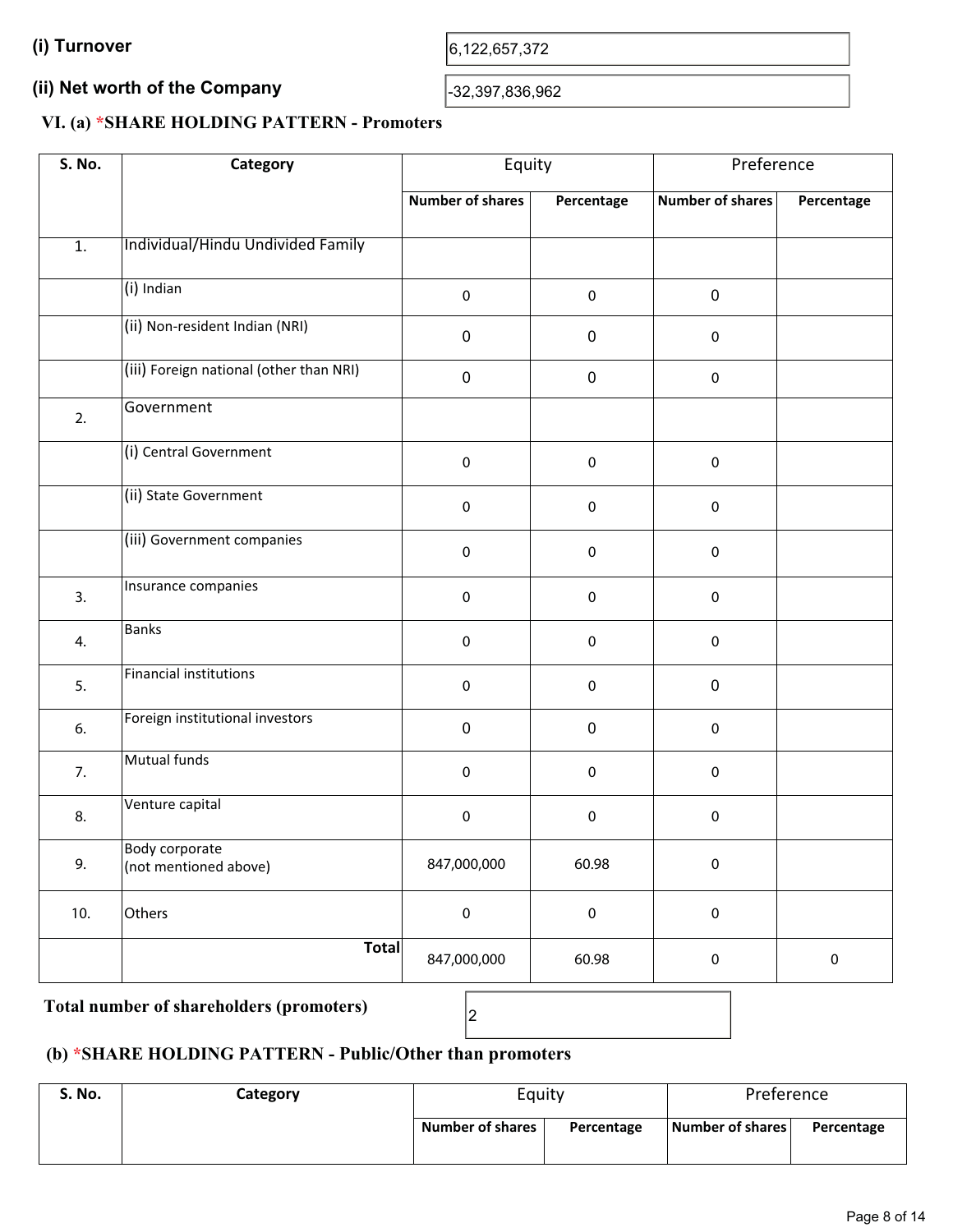**(i) Turnover** 6,122,657,372

**(ii) Net worth of the Company** -32,397,836,962

### VI. (a) *SHARE HOLDING PATTERN - Promoters

| S. No. | Category | Equity | | Preference | |
|---|---|---|---|---|---|
| | | Number of shares | Percentage | Number of shares | Percentage |
| 1. | Individual/Hindu Undivided Family | | | | |
| | (i) Indian | 0 | 0 | 0 | |
| | (ii) Non-resident Indian (NRI) | 0 | 0 | 0 | |
| | (iii) Foreign national (other than NRI) | 0 | 0 | 0 | |
| 2. | Government | | | | |
| | (i) Central Government | 0 | 0 | 0 | |
| | (ii) State Government | 0 | 0 | 0 | |
| | (iii) Government companies | 0 | 0 | 0 | |
| 3. | Insurance companies | 0 | 0 | 0 | |
| 4. | Banks | 0 | 0 | 0 | |
| 5. | Financial institutions | 0 | 0 | 0 | |
| 6. | Foreign institutional investors | 0 | 0 | 0 | |
| 7. | Mutual funds | 0 | 0 | 0 | |
| 8. | Venture capital | 0 | 0 | 0 | |
| 9. | Body corporate (not mentioned above) | 847,000,000 | 60.98 | 0 | |
| 10. | Others | 0 | 0 | 0 | |
| | **Total** | 847,000,000 | 60.98 | 0 | 0 |

**Total number of shareholders (promoters)** 2

### (b) *SHARE HOLDING PATTERN - Public/Other than promoters

| S. No. | Category | Equity | | Preference | |
|---|---|---|---|---|---|
| | | Number of shares | Percentage | Number of shares | Percentage |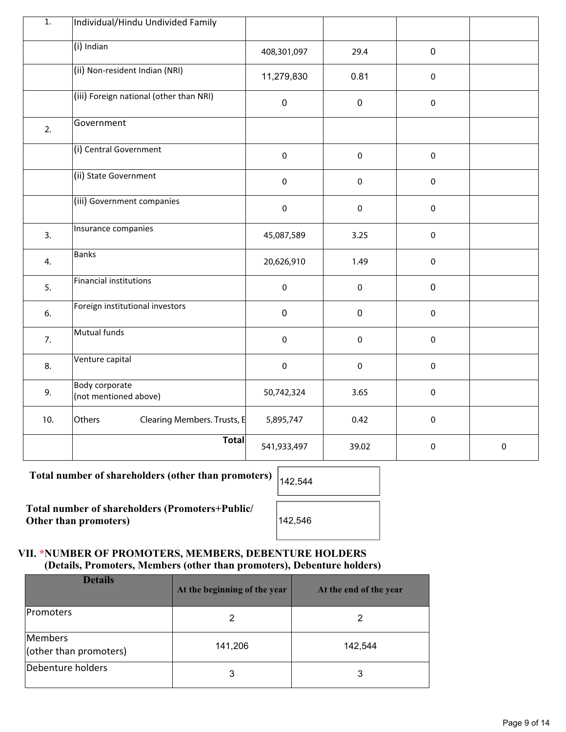| 1. | Individual/Hindu Undivided Family | | | | |
|---|---|---|---|---|---|
| | (i) Indian | 408,301,097 | 29.4 | 0 | |
| | (ii) Non-resident Indian (NRI) | 11,279,830 | 0.81 | 0 | |
| | (iii) Foreign national (other than NRI) | 0 | 0 | 0 | |
| 2. | Government | | | | |
| | (i) Central Government | 0 | 0 | 0 | |
| | (ii) State Government | 0 | 0 | 0 | |
| | (iii) Government companies | 0 | 0 | 0 | |
| 3. | Insurance companies | 45,087,589 | 3.25 | 0 | |
| 4. | Banks | 20,626,910 | 1.49 | 0 | |
| 5. | Financial institutions | 0 | 0 | 0 | |
| 6. | Foreign institutional investors | 0 | 0 | 0 | |
| 7. | Mutual funds | 0 | 0 | 0 | |
| 8. | Venture capital | 0 | 0 | 0 | |
| 9. | Body corporate (not mentioned above) | 50,742,324 | 3.65 | 0 | |
| 10. | Others Clearing Members. Trusts, E | 5,895,747 | 0.42 | 0 | |
| | **Total** | 541,933,497 | 39.02 | 0 | 0 |

**Total number of shareholders (other than promoters)** 142,544

**Total number of shareholders (Promoters+Public/ Other than promoters)** 142,546

## VII. *NUMBER OF PROMOTERS, MEMBERS, DEBENTURE HOLDERS

**(Details, Promoters, Members (other than promoters), Debenture holders)**

| Details | At the beginning of the year | At the end of the year |
|---|---|---|
| Promoters | 2 | 2 |
| Members (other than promoters) | 141,206 | 142,544 |
| Debenture holders | 3 | 3 |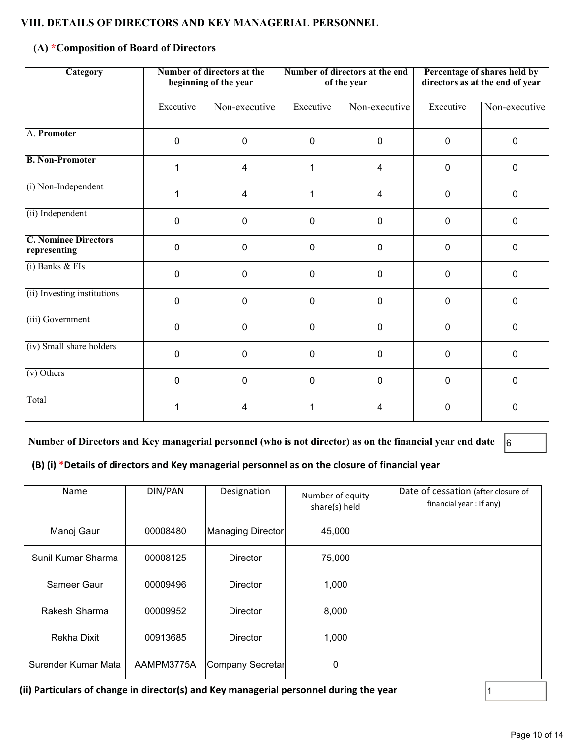## VIII. DETAILS OF DIRECTORS AND KEY MANAGERIAL PERSONNEL

### (A) *Composition of Board of Directors

| Category | Number of directors at the beginning of the year | | Number of directors at the end of the year | | Percentage of shares held by directors as at the end of year | |
|---|---|---|---|---|---|---|
| | Executive | Non-executive | Executive | Non-executive | Executive | Non-executive |
| A. **Promoter** | 0 | 0 | 0 | 0 | 0 | 0 |
| **B. Non-Promoter** | 1 | 4 | 1 | 4 | 0 | 0 |
| (i) Non-Independent | 1 | 4 | 1 | 4 | 0 | 0 |
| (ii) Independent | 0 | 0 | 0 | 0 | 0 | 0 |
| **C. Nominee Directors representing** | 0 | 0 | 0 | 0 | 0 | 0 |
| (i) Banks & FIs | 0 | 0 | 0 | 0 | 0 | 0 |
| (ii) Investing institutions | 0 | 0 | 0 | 0 | 0 | 0 |
| (iii) Government | 0 | 0 | 0 | 0 | 0 | 0 |
| (iv) Small share holders | 0 | 0 | 0 | 0 | 0 | 0 |
| (v) Others | 0 | 0 | 0 | 0 | 0 | 0 |
| Total | 1 | 4 | 1 | 4 | 0 | 0 |

**Number of Directors and Key managerial personnel (who is not director) as on the financial year end date** 6

### (B) (i) *Details of directors and Key managerial personnel as on the closure of financial year

| Name | DIN/PAN | Designation | Number of equity share(s) held | Date of cessation (after closure of financial year : If any) |
|---|---|---|---|---|
| Manoj Gaur | 00008480 | Managing Director | 45,000 | |
| Sunil Kumar Sharma | 00008125 | Director | 75,000 | |
| Sameer Gaur | 00009496 | Director | 1,000 | |
| Rakesh Sharma | 00009952 | Director | 8,000 | |
| Rekha Dixit | 00913685 | Director | 1,000 | |
| Surender Kumar Mata | AAMPM3775A | Company Secretar | 0 | |

**(ii) Particulars of change in director(s) and Key managerial personnel during the year** 1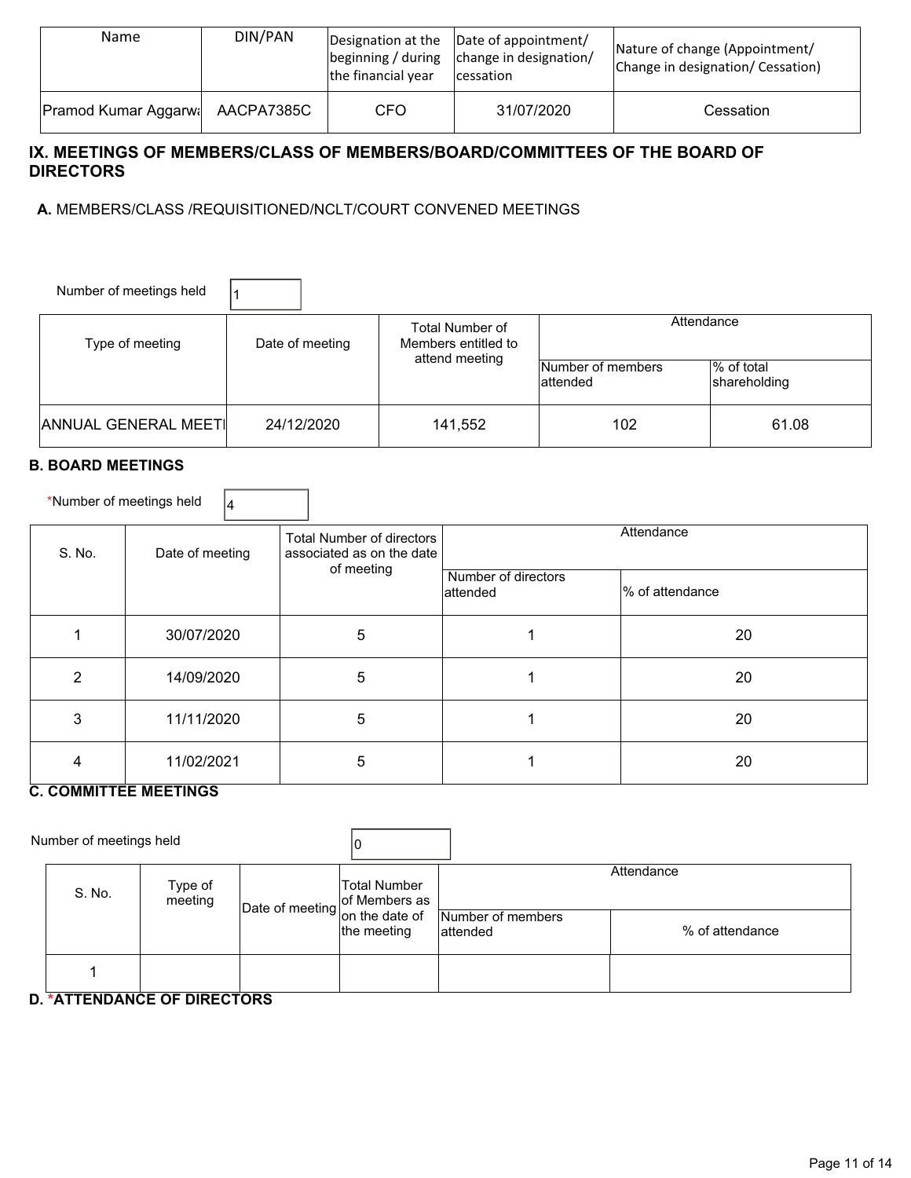| Name | DIN/PAN | Designation at the beginning / during the financial year | Date of appointment/ change in designation/ cessation | Nature of change (Appointment/ Change in designation/ Cessation) |
|---|---|---|---|---|
| Pramod Kumar Aggarwa | AACPA7385C | CFO | 31/07/2020 | Cessation |

## IX. MEETINGS OF MEMBERS/CLASS OF MEMBERS/BOARD/COMMITTEES OF THE BOARD OF DIRECTORS

**A.** MEMBERS/CLASS /REQUISITIONED/NCLT/COURT CONVENED MEETINGS

Number of meetings held: 1

| Type of meeting | Date of meeting | Total Number of Members entitled to attend meeting | Attendance | |
|---|---|---|---|---|
| | | | Number of members attended | % of total shareholding |
| ANNUAL GENERAL MEETI | 24/12/2020 | 141,552 | 102 | 61.08 |

### B. BOARD MEETINGS

*Number of meetings held: 4

| S. No. | Date of meeting | Total Number of directors associated as on the date of meeting | Attendance | |
|---|---|---|---|---|
| | | | Number of directors attended | % of attendance |
| 1 | 30/07/2020 | 5 | 1 | 20 |
| 2 | 14/09/2020 | 5 | 1 | 20 |
| 3 | 11/11/2020 | 5 | 1 | 20 |
| 4 | 11/02/2021 | 5 | 1 | 20 |

### C. COMMITTEE MEETINGS

Number of meetings held: 0

| S. No. | Type of meeting | Date of meeting | Total Number of Members as on the date of the meeting | Attendance | |
|---|---|---|---|---|---|
| | | | | Number of members attended | % of attendance |
| 1 | | | | | |

### D. *ATTENDANCE OF DIRECTORS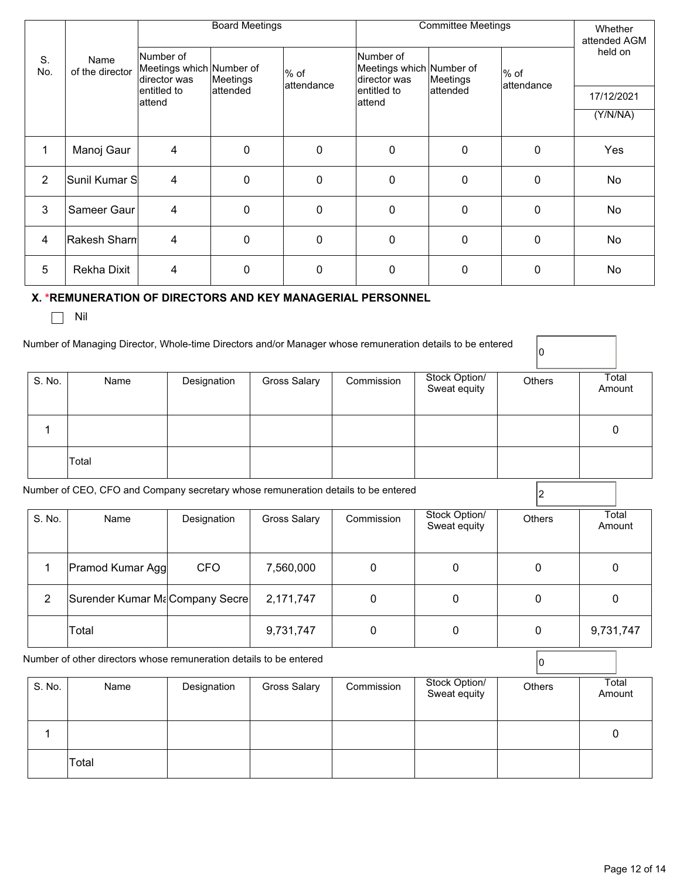| S. No. | Name of the director | Board Meetings | | | Committee Meetings | | | Whether attended AGM held on |
|---|---|---|---|---|---|---|---|---|
| | | Number of Meetings which director was entitled to attend | Number of Meetings attended | % of attendance | Number of Meetings which director was entitled to attend | Number of Meetings attended | % of attendance | 17/12/2021 (Y/N/NA) |
| 1 | Manoj Gaur | 4 | 0 | 0 | 0 | 0 | 0 | Yes |
| 2 | Sunil Kumar S | 4 | 0 | 0 | 0 | 0 | 0 | No |
| 3 | Sameer Gaur | 4 | 0 | 0 | 0 | 0 | 0 | No |
| 4 | Rakesh Sharn | 4 | 0 | 0 | 0 | 0 | 0 | No |
| 5 | Rekha Dixit | 4 | 0 | 0 | 0 | 0 | 0 | No |

### X. *REMUNERATION OF DIRECTORS AND KEY MANAGERIAL PERSONNEL

☐ Nil

Number of Managing Director, Whole-time Directors and/or Manager whose remuneration details to be entered: 0

| S. No. | Name | Designation | Gross Salary | Commission | Stock Option/ Sweat equity | Others | Total Amount |
|---|---|---|---|---|---|---|---|
| 1 | | | | | | | 0 |
| | Total | | | | | | |

Number of CEO, CFO and Company secretary whose remuneration details to be entered: 2

| S. No. | Name | Designation | Gross Salary | Commission | Stock Option/ Sweat equity | Others | Total Amount |
|---|---|---|---|---|---|---|---|
| 1 | Pramod Kumar Agg | CFO | 7,560,000 | 0 | 0 | 0 | 0 |
| 2 | Surender Kumar Ma | Company Secre | 2,171,747 | 0 | 0 | 0 | 0 |
| | Total | | 9,731,747 | 0 | 0 | 0 | 9,731,747 |

Number of other directors whose remuneration details to be entered: 0

| S. No. | Name | Designation | Gross Salary | Commission | Stock Option/ Sweat equity | Others | Total Amount |
|---|---|---|---|---|---|---|---|
| 1 | | | | | | | 0 |
| | Total | | | | | | |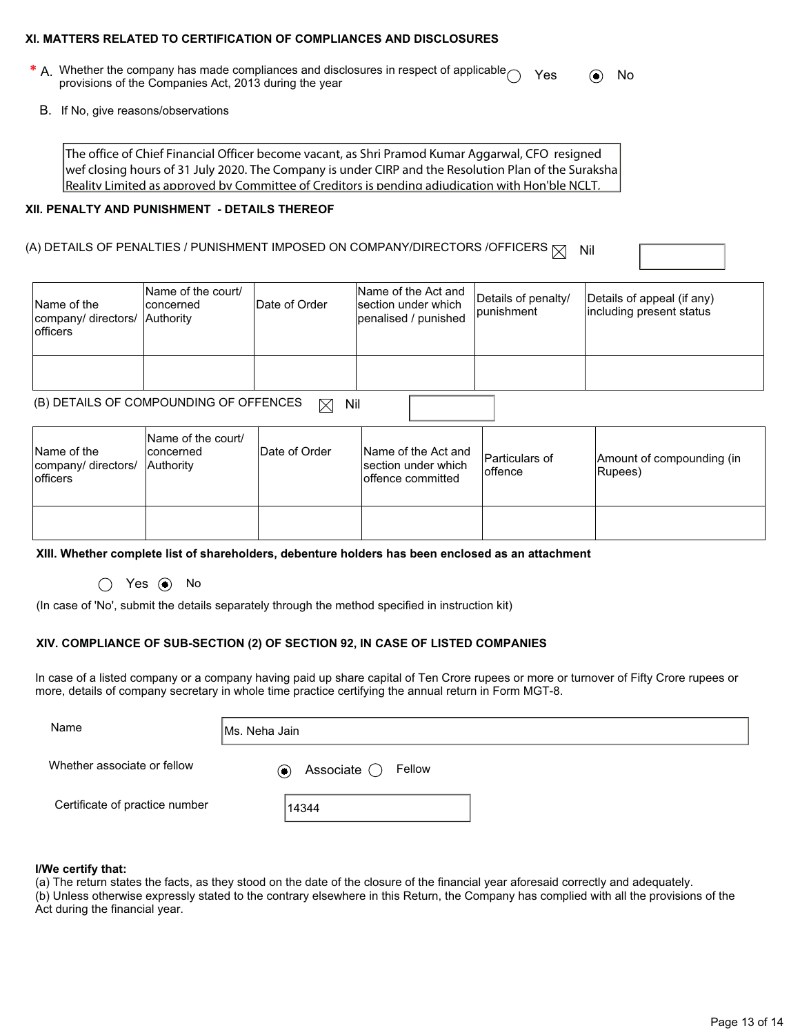### XI. MATTERS RELATED TO CERTIFICATION OF COMPLIANCES AND DISCLOSURES

\* A. Whether the company has made compliances and disclosures in respect of applicable provisions of the Companies Act, 2013 during the year ○ Yes ◉ No

B. If No, give reasons/observations

The office of Chief Financial Officer become vacant, as Shri Pramod Kumar Aggarwal, CFO resigned wef closing hours of 31 July 2020. The Company is under CIRP and the Resolution Plan of the Suraksha Reality Limited as approved by Committee of Creditors is pending adjudication with Hon'ble NCLT.

### XII. PENALTY AND PUNISHMENT - DETAILS THEREOF

(A) DETAILS OF PENALTIES / PUNISHMENT IMPOSED ON COMPANY/DIRECTORS /OFFICERS ☒ Nil

| Name of the company/ directors/ officers | Name of the court/ concerned Authority | Date of Order | Name of the Act and section under which penalised / punished | Details of penalty/ punishment | Details of appeal (if any) including present status |
|---|---|---|---|---|---|
| | | | | | |

(B) DETAILS OF COMPOUNDING OF OFFENCES ☒ Nil

| Name of the company/ directors/ officers | Name of the court/ concerned Authority | Date of Order | Name of the Act and section under which offence committed | Particulars of offence | Amount of compounding (in Rupees) |
|---|---|---|---|---|---|
| | | | | | |

### XIII. Whether complete list of shareholders, debenture holders has been enclosed as an attachment

○ Yes ◉ No

(In case of 'No', submit the details separately through the method specified in instruction kit)

### XIV. COMPLIANCE OF SUB-SECTION (2) OF SECTION 92, IN CASE OF LISTED COMPANIES

In case of a listed company or a company having paid up share capital of Ten Crore rupees or more or turnover of Fifty Crore rupees or more, details of company secretary in whole time practice certifying the annual return in Form MGT-8.

Name: Ms. Neha Jain

Whether associate or fellow: ◉ Associate ○ Fellow

Certificate of practice number: 14344

**I/We certify that:**

(a) The return states the facts, as they stood on the date of the closure of the financial year aforesaid correctly and adequately.

(b) Unless otherwise expressly stated to the contrary elsewhere in this Return, the Company has complied with all the provisions of the Act during the financial year.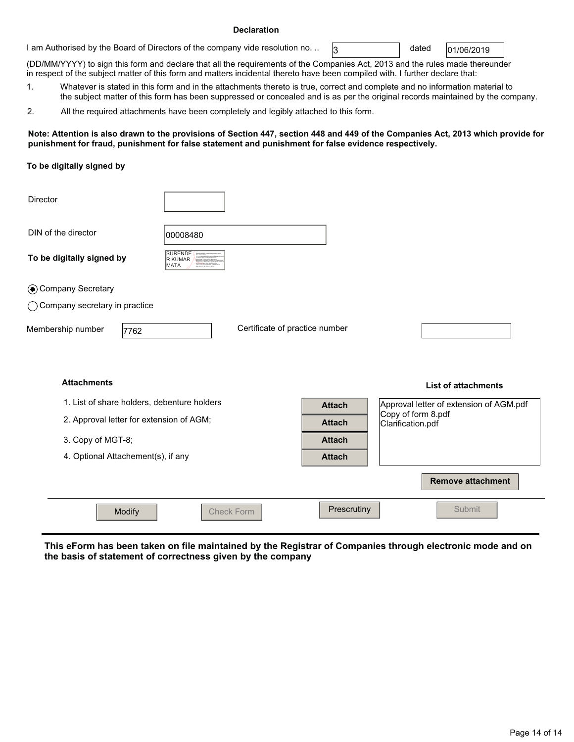## Declaration

I am Authorised by the Board of Directors of the company vide resolution no. .. 3 dated 01/06/2019 (DD/MM/YYYY) to sign this form and declare that all the requirements of the Companies Act, 2013 and the rules made thereunder in respect of the subject matter of this form and matters incidental thereto have been compiled with. I further declare that:

1. Whatever is stated in this form and in the attachments thereto is true, correct and complete and no information material to the subject matter of this form has been suppressed or concealed and is as per the original records maintained by the company.
2. All the required attachments have been completely and legibly attached to this form.

**Note: Attention is also drawn to the provisions of Section 447, section 448 and 449 of the Companies Act, 2013 which provide for punishment for fraud, punishment for false statement and punishment for false evidence respectively.**

**To be digitally signed by**

Director

DIN of the director: 00008480

**To be digitally signed by** SURENDER KUMAR MATA

(●) Company Secretary

( ) Company secretary in practice

Membership number: 7762

Certificate of practice number:

**Attachments**

1. List of share holders, debenture holders — Attach
2. Approval letter for extension of AGM; — Attach
3. Copy of MGT-8; — Attach
4. Optional Attachement(s), if any — Attach

**List of attachments**

- Approval letter of extension of AGM.pdf
- Copy of form 8.pdf
- Clarification.pdf

Remove attachment

Modify | Check Form | Prescrutiny | Submit

**This eForm has been taken on file maintained by the Registrar of Companies through electronic mode and on the basis of statement of correctness given by the company**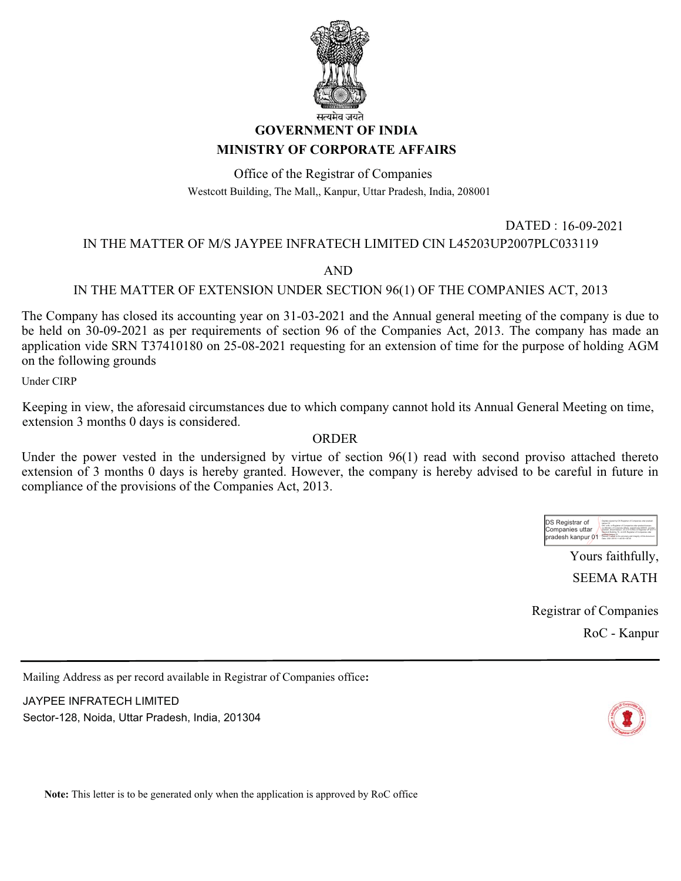सत्यमेव जयते

**GOVERNMENT OF INDIA**

**MINISTRY OF CORPORATE AFFAIRS**

Office of the Registrar of Companies

Westcott Building, The Mall,, Kanpur, Uttar Pradesh, India, 208001

DATED : 16-09-2021

IN THE MATTER OF M/S JAYPEE INFRATECH LIMITED CIN L45203UP2007PLC033119

AND

IN THE MATTER OF EXTENSION UNDER SECTION 96(1) OF THE COMPANIES ACT, 2013

The Company has closed its accounting year on 31-03-2021 and the Annual general meeting of the company is due to be held on 30-09-2021 as per requirements of section 96 of the Companies Act, 2013. The company has made an application vide SRN T37410180 on 25-08-2021 requesting for an extension of time for the purpose of holding AGM on the following grounds

Under CIRP

Keeping in view, the aforesaid circumstances due to which company cannot hold its Annual General Meeting on time, extension 3 months 0 days is considered.

ORDER

Under the power vested in the undersigned by virtue of section 96(1) read with second proviso attached thereto extension of 3 months 0 days is hereby granted. However, the company is hereby advised to be careful in future in compliance of the provisions of the Companies Act, 2013.

DS Registrar of Companies uttar pradesh kanpur 01

Yours faithfully,

SEEMA RATH

Registrar of Companies

RoC - Kanpur

---

Mailing Address as per record available in Registrar of Companies office**:**

JAYPEE INFRATECH LIMITED

Sector-128, Noida, Uttar Pradesh, India, 201304

**Note:** This letter is to be generated only when the application is approved by RoC office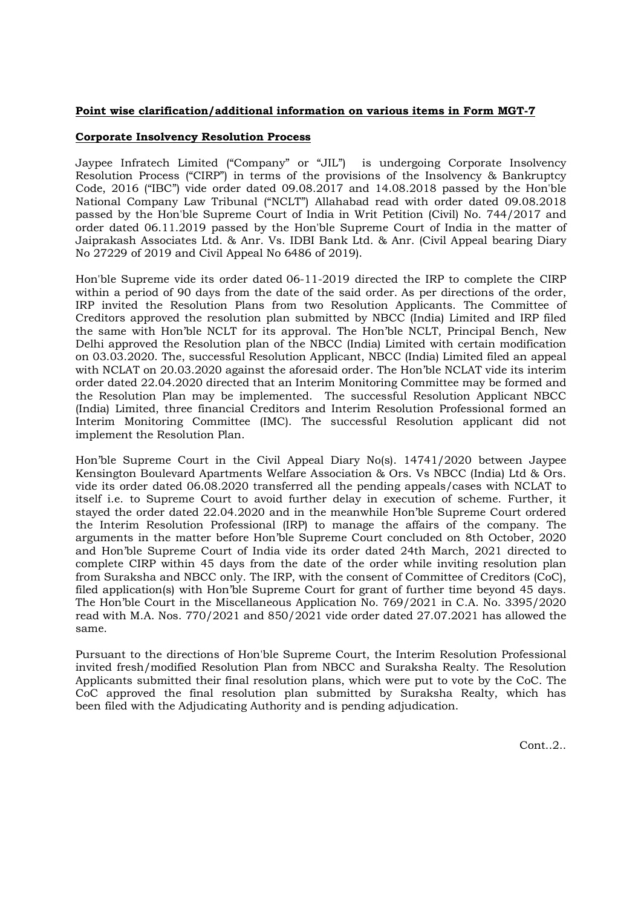**Point wise clarification/additional information on various items in Form MGT-7**

**Corporate Insolvency Resolution Process**

Jaypee Infratech Limited ("Company" or "JIL") is undergoing Corporate Insolvency Resolution Process ("CIRP") in terms of the provisions of the Insolvency & Bankruptcy Code, 2016 ("IBC") vide order dated 09.08.2017 and 14.08.2018 passed by the Hon'ble National Company Law Tribunal ("NCLT") Allahabad read with order dated 09.08.2018 passed by the Hon'ble Supreme Court of India in Writ Petition (Civil) No. 744/2017 and order dated 06.11.2019 passed by the Hon'ble Supreme Court of India in the matter of Jaiprakash Associates Ltd. & Anr. Vs. IDBI Bank Ltd. & Anr. (Civil Appeal bearing Diary No 27229 of 2019 and Civil Appeal No 6486 of 2019).

Hon'ble Supreme vide its order dated 06-11-2019 directed the IRP to complete the CIRP within a period of 90 days from the date of the said order. As per directions of the order, IRP invited the Resolution Plans from two Resolution Applicants. The Committee of Creditors approved the resolution plan submitted by NBCC (India) Limited and IRP filed the same with Hon'ble NCLT for its approval. The Hon'ble NCLT, Principal Bench, New Delhi approved the Resolution plan of the NBCC (India) Limited with certain modification on 03.03.2020. The, successful Resolution Applicant, NBCC (India) Limited filed an appeal with NCLAT on 20.03.2020 against the aforesaid order. The Hon'ble NCLAT vide its interim order dated 22.04.2020 directed that an Interim Monitoring Committee may be formed and the Resolution Plan may be implemented. The successful Resolution Applicant NBCC (India) Limited, three financial Creditors and Interim Resolution Professional formed an Interim Monitoring Committee (IMC). The successful Resolution applicant did not implement the Resolution Plan.

Hon'ble Supreme Court in the Civil Appeal Diary No(s). 14741/2020 between Jaypee Kensington Boulevard Apartments Welfare Association & Ors. Vs NBCC (India) Ltd & Ors. vide its order dated 06.08.2020 transferred all the pending appeals/cases with NCLAT to itself i.e. to Supreme Court to avoid further delay in execution of scheme. Further, it stayed the order dated 22.04.2020 and in the meanwhile Hon'ble Supreme Court ordered the Interim Resolution Professional (IRP) to manage the affairs of the company. The arguments in the matter before Hon'ble Supreme Court concluded on 8th October, 2020 and Hon'ble Supreme Court of India vide its order dated 24th March, 2021 directed to complete CIRP within 45 days from the date of the order while inviting resolution plan from Suraksha and NBCC only. The IRP, with the consent of Committee of Creditors (CoC), filed application(s) with Hon'ble Supreme Court for grant of further time beyond 45 days. The Hon'ble Court in the Miscellaneous Application No. 769/2021 in C.A. No. 3395/2020 read with M.A. Nos. 770/2021 and 850/2021 vide order dated 27.07.2021 has allowed the same.

Pursuant to the directions of Hon'ble Supreme Court, the Interim Resolution Professional invited fresh/modified Resolution Plan from NBCC and Suraksha Realty. The Resolution Applicants submitted their final resolution plans, which were put to vote by the CoC. The CoC approved the final resolution plan submitted by Suraksha Realty, which has been filed with the Adjudicating Authority and is pending adjudication.

Cont..2..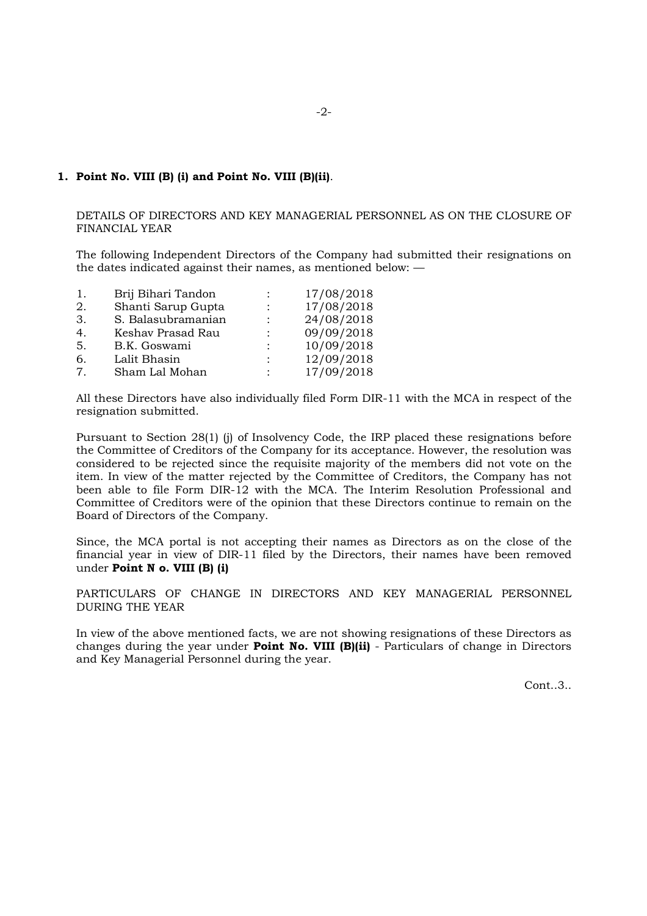**1. Point No. VIII (B) (i) and Point No. VIII (B)(ii)**.

DETAILS OF DIRECTORS AND KEY MANAGERIAL PERSONNEL AS ON THE CLOSURE OF FINANCIAL YEAR

The following Independent Directors of the Company had submitted their resignations on the dates indicated against their names, as mentioned below: —

| | | | |
|---|---|---|---|
| 1. | Brij Bihari Tandon | : | 17/08/2018 |
| 2. | Shanti Sarup Gupta | : | 17/08/2018 |
| 3. | S. Balasubramanian | : | 24/08/2018 |
| 4. | Keshav Prasad Rau | : | 09/09/2018 |
| 5. | B.K. Goswami | : | 10/09/2018 |
| 6. | Lalit Bhasin | : | 12/09/2018 |
| 7. | Sham Lal Mohan | : | 17/09/2018 |

All these Directors have also individually filed Form DIR-11 with the MCA in respect of the resignation submitted.

Pursuant to Section 28(1) (j) of Insolvency Code, the IRP placed these resignations before the Committee of Creditors of the Company for its acceptance. However, the resolution was considered to be rejected since the requisite majority of the members did not vote on the item. In view of the matter rejected by the Committee of Creditors, the Company has not been able to file Form DIR-12 with the MCA. The Interim Resolution Professional and Committee of Creditors were of the opinion that these Directors continue to remain on the Board of Directors of the Company.

Since, the MCA portal is not accepting their names as Directors as on the close of the financial year in view of DIR-11 filed by the Directors, their names have been removed under **Point N o. VIII (B) (i)**

PARTICULARS OF CHANGE IN DIRECTORS AND KEY MANAGERIAL PERSONNEL DURING THE YEAR

In view of the above mentioned facts, we are not showing resignations of these Directors as changes during the year under **Point No. VIII (B)(ii)** - Particulars of change in Directors and Key Managerial Personnel during the year.

Cont..3..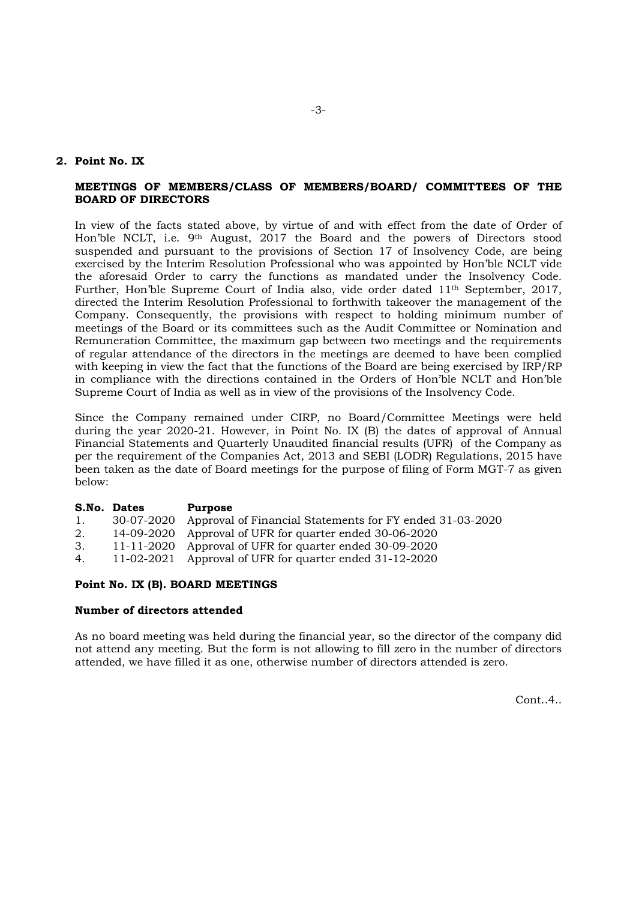## 2. Point No. IX

**MEETINGS OF MEMBERS/CLASS OF MEMBERS/BOARD/ COMMITTEES OF THE BOARD OF DIRECTORS**

In view of the facts stated above, by virtue of and with effect from the date of Order of Hon'ble NCLT, i.e. 9th August, 2017 the Board and the powers of Directors stood suspended and pursuant to the provisions of Section 17 of Insolvency Code, are being exercised by the Interim Resolution Professional who was appointed by Hon'ble NCLT vide the aforesaid Order to carry the functions as mandated under the Insolvency Code. Further, Hon'ble Supreme Court of India also, vide order dated 11th September, 2017, directed the Interim Resolution Professional to forthwith takeover the management of the Company. Consequently, the provisions with respect to holding minimum number of meetings of the Board or its committees such as the Audit Committee or Nomination and Remuneration Committee, the maximum gap between two meetings and the requirements of regular attendance of the directors in the meetings are deemed to have been complied with keeping in view the fact that the functions of the Board are being exercised by IRP/RP in compliance with the directions contained in the Orders of Hon'ble NCLT and Hon'ble Supreme Court of India as well as in view of the provisions of the Insolvency Code.

Since the Company remained under CIRP, no Board/Committee Meetings were held during the year 2020-21. However, in Point No. IX (B) the dates of approval of Annual Financial Statements and Quarterly Unaudited financial results (UFR) of the Company as per the requirement of the Companies Act, 2013 and SEBI (LODR) Regulations, 2015 have been taken as the date of Board meetings for the purpose of filing of Form MGT-7 as given below:

| S.No. | Dates | Purpose |
|---|---|---|
| 1. | 30-07-2020 | Approval of Financial Statements for FY ended 31-03-2020 |
| 2. | 14-09-2020 | Approval of UFR for quarter ended 30-06-2020 |
| 3. | 11-11-2020 | Approval of UFR for quarter ended 30-09-2020 |
| 4. | 11-02-2021 | Approval of UFR for quarter ended 31-12-2020 |

**Point No. IX (B). BOARD MEETINGS**

**Number of directors attended**

As no board meeting was held during the financial year, so the director of the company did not attend any meeting. But the form is not allowing to fill zero in the number of directors attended, we have filled it as one, otherwise number of directors attended is zero.

Cont..4..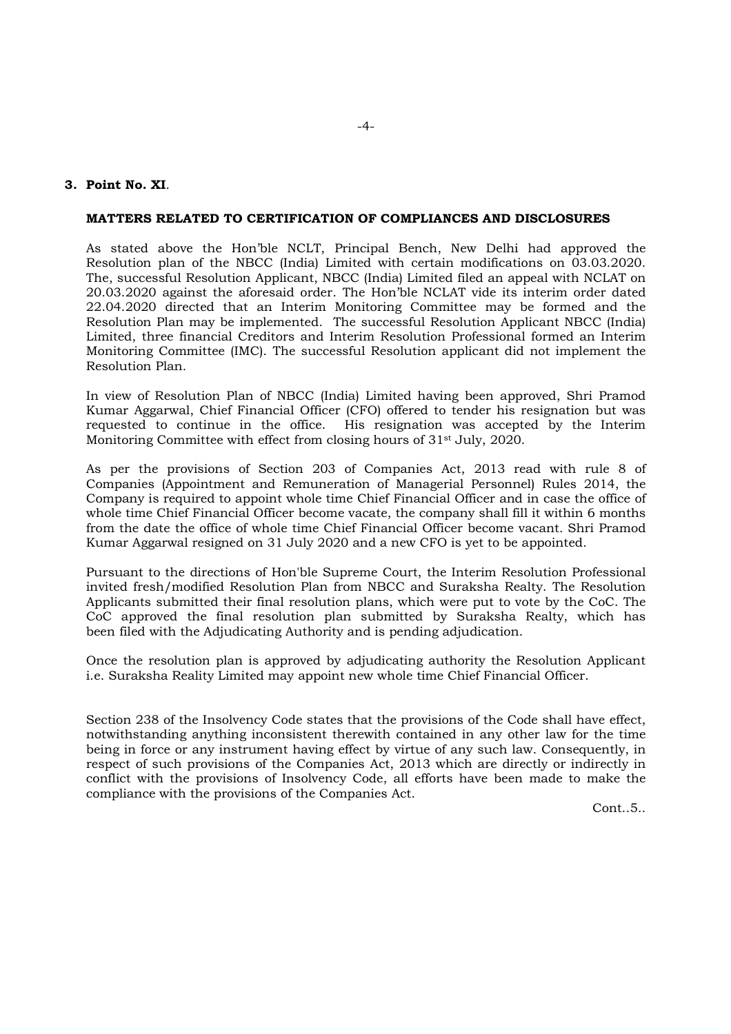**3. Point No. XI**.

**MATTERS RELATED TO CERTIFICATION OF COMPLIANCES AND DISCLOSURES**

As stated above the Hon'ble NCLT, Principal Bench, New Delhi had approved the Resolution plan of the NBCC (India) Limited with certain modifications on 03.03.2020. The, successful Resolution Applicant, NBCC (India) Limited filed an appeal with NCLAT on 20.03.2020 against the aforesaid order. The Hon'ble NCLAT vide its interim order dated 22.04.2020 directed that an Interim Monitoring Committee may be formed and the Resolution Plan may be implemented. The successful Resolution Applicant NBCC (India) Limited, three financial Creditors and Interim Resolution Professional formed an Interim Monitoring Committee (IMC). The successful Resolution applicant did not implement the Resolution Plan.

In view of Resolution Plan of NBCC (India) Limited having been approved, Shri Pramod Kumar Aggarwal, Chief Financial Officer (CFO) offered to tender his resignation but was requested to continue in the office. His resignation was accepted by the Interim Monitoring Committee with effect from closing hours of 31st July, 2020.

As per the provisions of Section 203 of Companies Act, 2013 read with rule 8 of Companies (Appointment and Remuneration of Managerial Personnel) Rules 2014, the Company is required to appoint whole time Chief Financial Officer and in case the office of whole time Chief Financial Officer become vacate, the company shall fill it within 6 months from the date the office of whole time Chief Financial Officer become vacant. Shri Pramod Kumar Aggarwal resigned on 31 July 2020 and a new CFO is yet to be appointed.

Pursuant to the directions of Hon'ble Supreme Court, the Interim Resolution Professional invited fresh/modified Resolution Plan from NBCC and Suraksha Realty. The Resolution Applicants submitted their final resolution plans, which were put to vote by the CoC. The CoC approved the final resolution plan submitted by Suraksha Realty, which has been filed with the Adjudicating Authority and is pending adjudication.

Once the resolution plan is approved by adjudicating authority the Resolution Applicant i.e. Suraksha Reality Limited may appoint new whole time Chief Financial Officer.

Section 238 of the Insolvency Code states that the provisions of the Code shall have effect, notwithstanding anything inconsistent therewith contained in any other law for the time being in force or any instrument having effect by virtue of any such law. Consequently, in respect of such provisions of the Companies Act, 2013 which are directly or indirectly in conflict with the provisions of Insolvency Code, all efforts have been made to make the compliance with the provisions of the Companies Act.

Cont..5..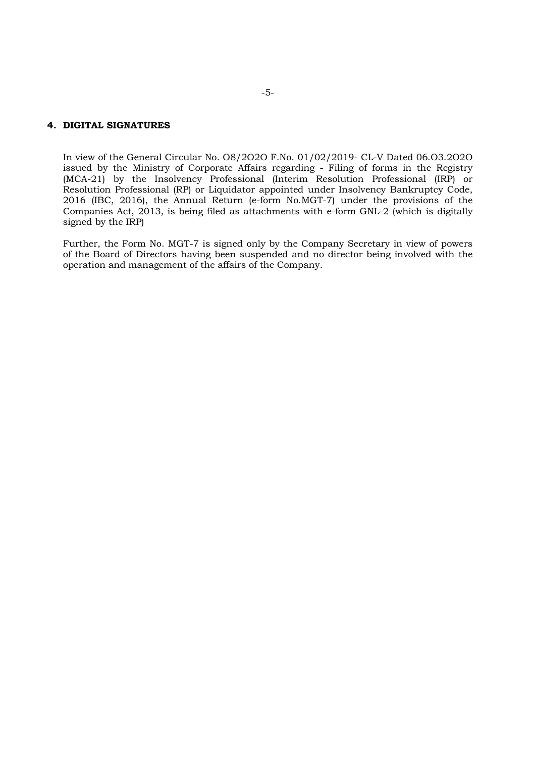## 4. DIGITAL SIGNATURES

In view of the General Circular No. O8/2O2O F.No. 01/02/2019- CL-V Dated 06.O3.2O2O issued by the Ministry of Corporate Affairs regarding - Filing of forms in the Registry (MCA-21) by the Insolvency Professional (Interim Resolution Professional (IRP) or Resolution Professional (RP) or Liquidator appointed under Insolvency Bankruptcy Code, 2016 (IBC, 2016), the Annual Return (e-form No.MGT-7) under the provisions of the Companies Act, 2013, is being filed as attachments with e-form GNL-2 (which is digitally signed by the IRP)

Further, the Form No. MGT-7 is signed only by the Company Secretary in view of powers of the Board of Directors having been suspended and no director being involved with the operation and management of the affairs of the Company.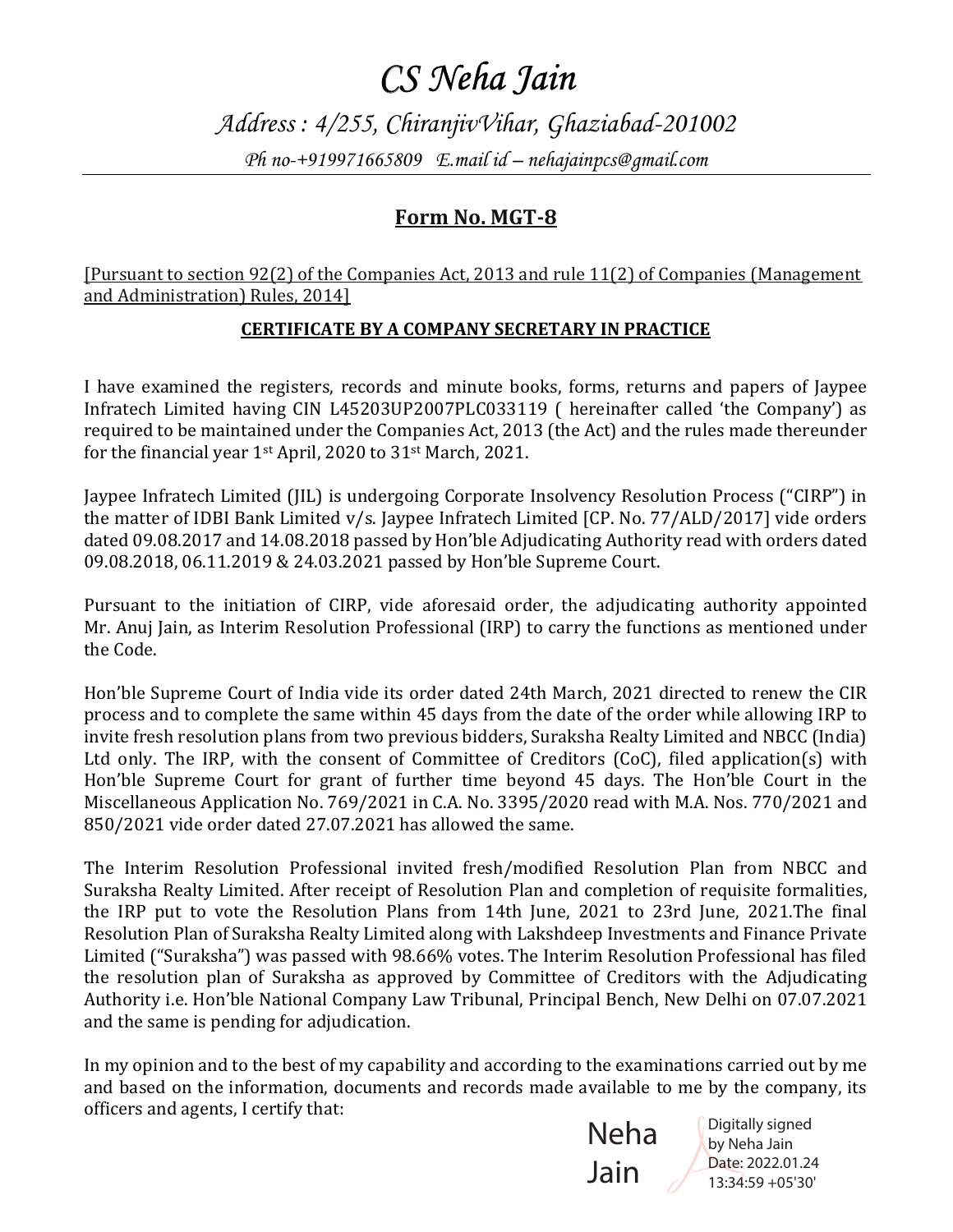# *CS Neha Jain*

*Address : 4/255, ChiranjivVihar, Ghaziabad-201002*

*Ph no-+919971665809 E.mail id – nehajainpcs@gmail.com*

## Form No. MGT-8

[Pursuant to section 92(2) of the Companies Act, 2013 and rule 11(2) of Companies (Management and Administration) Rules, 2014]

### CERTIFICATE BY A COMPANY SECRETARY IN PRACTICE

I have examined the registers, records and minute books, forms, returns and papers of Jaypee Infratech Limited having CIN L45203UP2007PLC033119 ( hereinafter called 'the Company') as required to be maintained under the Companies Act, 2013 (the Act) and the rules made thereunder for the financial year 1st April, 2020 to 31st March, 2021.

Jaypee Infratech Limited (JIL) is undergoing Corporate Insolvency Resolution Process ("CIRP") in the matter of IDBI Bank Limited v/s. Jaypee Infratech Limited [CP. No. 77/ALD/2017] vide orders dated 09.08.2017 and 14.08.2018 passed by Hon'ble Adjudicating Authority read with orders dated 09.08.2018, 06.11.2019 & 24.03.2021 passed by Hon'ble Supreme Court.

Pursuant to the initiation of CIRP, vide aforesaid order, the adjudicating authority appointed Mr. Anuj Jain, as Interim Resolution Professional (IRP) to carry the functions as mentioned under the Code.

Hon'ble Supreme Court of India vide its order dated 24th March, 2021 directed to renew the CIR process and to complete the same within 45 days from the date of the order while allowing IRP to invite fresh resolution plans from two previous bidders, Suraksha Realty Limited and NBCC (India) Ltd only. The IRP, with the consent of Committee of Creditors (CoC), filed application(s) with Hon'ble Supreme Court for grant of further time beyond 45 days. The Hon'ble Court in the Miscellaneous Application No. 769/2021 in C.A. No. 3395/2020 read with M.A. Nos. 770/2021 and 850/2021 vide order dated 27.07.2021 has allowed the same.

The Interim Resolution Professional invited fresh/modified Resolution Plan from NBCC and Suraksha Realty Limited. After receipt of Resolution Plan and completion of requisite formalities, the IRP put to vote the Resolution Plans from 14th June, 2021 to 23rd June, 2021.The final Resolution Plan of Suraksha Realty Limited along with Lakshdeep Investments and Finance Private Limited ("Suraksha") was passed with 98.66% votes. The Interim Resolution Professional has filed the resolution plan of Suraksha as approved by Committee of Creditors with the Adjudicating Authority i.e. Hon'ble National Company Law Tribunal, Principal Bench, New Delhi on 07.07.2021 and the same is pending for adjudication.

In my opinion and to the best of my capability and according to the examinations carried out by me and based on the information, documents and records made available to me by the company, its officers and agents, I certify that:

Neha Jain — Digitally signed by Neha Jain Date: 2022.01.24 13:34:59 +05'30'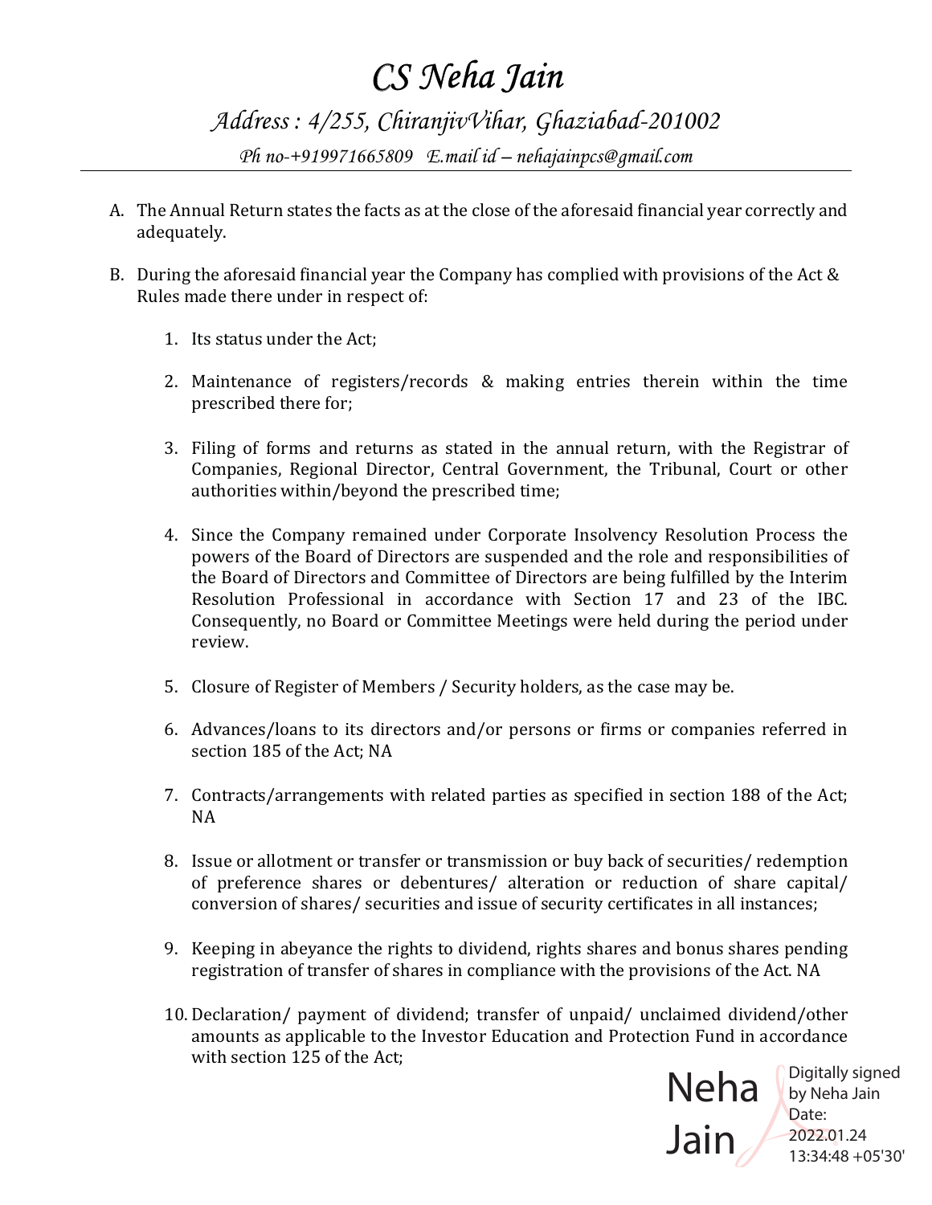# CS Neha Jain

*Address : 4/255, ChiranjivVihar, Ghaziabad-201002*

*Ph no-+919971665809 E.mail id – nehajainpcs@gmail.com*

---

A. The Annual Return states the facts as at the close of the aforesaid financial year correctly and adequately.

B. During the aforesaid financial year the Company has complied with provisions of the Act & Rules made there under in respect of:

1. Its status under the Act;
2. Maintenance of registers/records & making entries therein within the time prescribed there for;
3. Filing of forms and returns as stated in the annual return, with the Registrar of Companies, Regional Director, Central Government, the Tribunal, Court or other authorities within/beyond the prescribed time;
4. Since the Company remained under Corporate Insolvency Resolution Process the powers of the Board of Directors are suspended and the role and responsibilities of the Board of Directors and Committee of Directors are being fulfilled by the Interim Resolution Professional in accordance with Section 17 and 23 of the IBC. Consequently, no Board or Committee Meetings were held during the period under review.
5. Closure of Register of Members / Security holders, as the case may be.
6. Advances/loans to its directors and/or persons or firms or companies referred in section 185 of the Act; NA
7. Contracts/arrangements with related parties as specified in section 188 of the Act; NA
8. Issue or allotment or transfer or transmission or buy back of securities/ redemption of preference shares or debentures/ alteration or reduction of share capital/ conversion of shares/ securities and issue of security certificates in all instances;
9. Keeping in abeyance the rights to dividend, rights shares and bonus shares pending registration of transfer of shares in compliance with the provisions of the Act. NA
10. Declaration/ payment of dividend; transfer of unpaid/ unclaimed dividend/other amounts as applicable to the Investor Education and Protection Fund in accordance with section 125 of the Act;

Neha Jain — Digitally signed by Neha Jain Date: 2022.01.24 13:34:48 +05'30'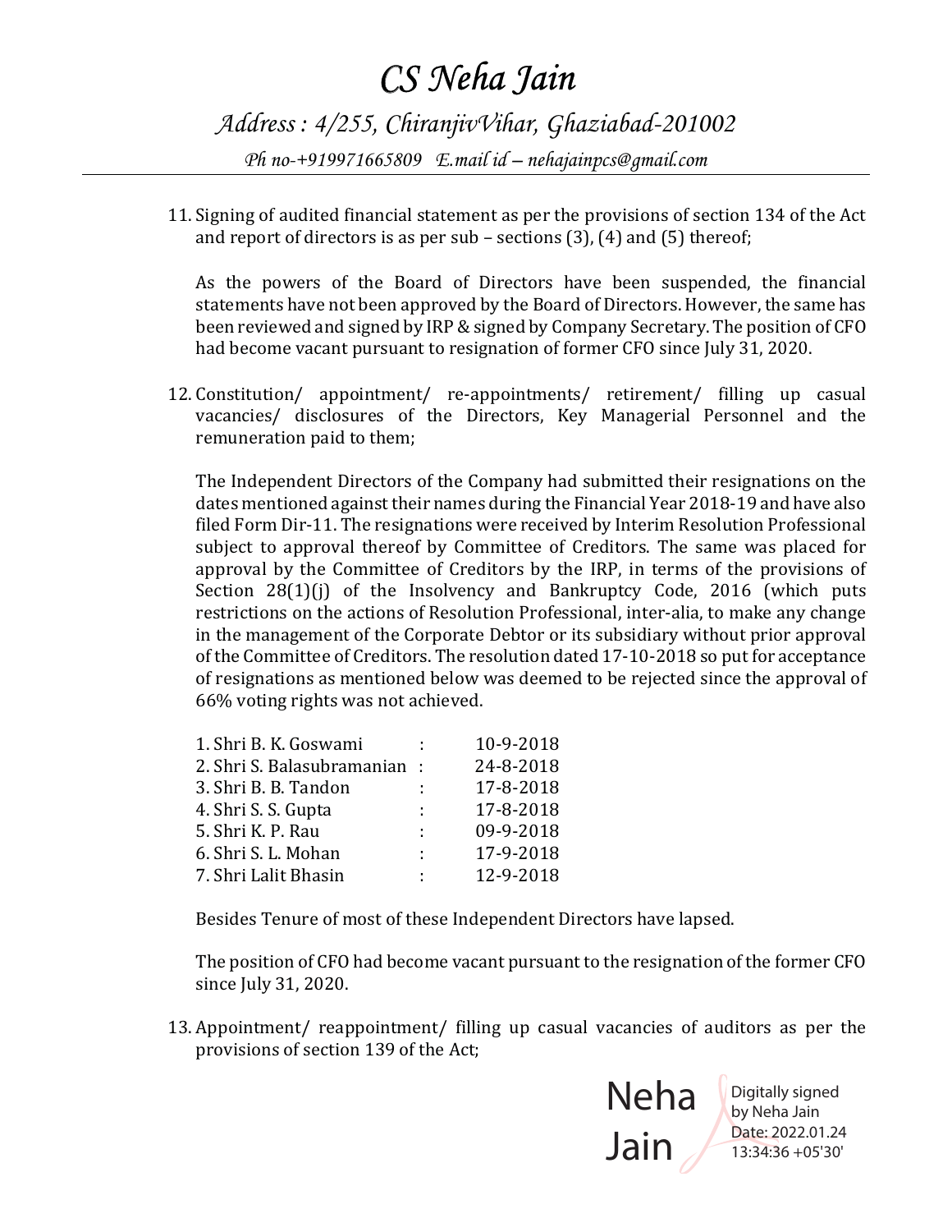11. Signing of audited financial statement as per the provisions of section 134 of the Act and report of directors is as per sub – sections (3), (4) and (5) thereof;

    As the powers of the Board of Directors have been suspended, the financial statements have not been approved by the Board of Directors. However, the same has been reviewed and signed by IRP & signed by Company Secretary. The position of CFO had become vacant pursuant to resignation of former CFO since July 31, 2020.

12. Constitution/ appointment/ re-appointments/ retirement/ filling up casual vacancies/ disclosures of the Directors, Key Managerial Personnel and the remuneration paid to them;

    The Independent Directors of the Company had submitted their resignations on the dates mentioned against their names during the Financial Year 2018-19 and have also filed Form Dir-11. The resignations were received by Interim Resolution Professional subject to approval thereof by Committee of Creditors. The same was placed for approval by the Committee of Creditors by the IRP, in terms of the provisions of Section 28(1)(j) of the Insolvency and Bankruptcy Code, 2016 (which puts restrictions on the actions of Resolution Professional, inter-alia, to make any change in the management of the Corporate Debtor or its subsidiary without prior approval of the Committee of Creditors. The resolution dated 17-10-2018 so put for acceptance of resignations as mentioned below was deemed to be rejected since the approval of 66% voting rights was not achieved.

    | | | |
    |---|---|---|
    | 1. Shri B. K. Goswami | : | 10-9-2018 |
    | 2. Shri S. Balasubramanian | : | 24-8-2018 |
    | 3. Shri B. B. Tandon | : | 17-8-2018 |
    | 4. Shri S. S. Gupta | : | 17-8-2018 |
    | 5. Shri K. P. Rau | : | 09-9-2018 |
    | 6. Shri S. L. Mohan | : | 17-9-2018 |
    | 7. Shri Lalit Bhasin | : | 12-9-2018 |

    Besides Tenure of most of these Independent Directors have lapsed.

    The position of CFO had become vacant pursuant to the resignation of the former CFO since July 31, 2020.

13. Appointment/ reappointment/ filling up casual vacancies of auditors as per the provisions of section 139 of the Act;

Neha Jain

Digitally signed by Neha Jain
Date: 2022.01.24 13:34:36 +05'30'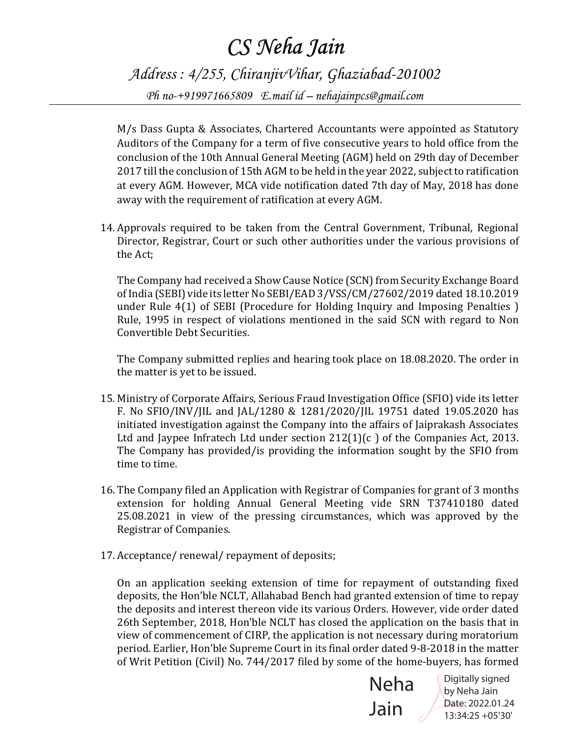M/s Dass Gupta & Associates, Chartered Accountants were appointed as Statutory Auditors of the Company for a term of five consecutive years to hold office from the conclusion of the 10th Annual General Meeting (AGM) held on 29th day of December 2017 till the conclusion of 15th AGM to be held in the year 2022, subject to ratification at every AGM. However, MCA vide notification dated 7th day of May, 2018 has done away with the requirement of ratification at every AGM.

14. Approvals required to be taken from the Central Government, Tribunal, Regional Director, Registrar, Court or such other authorities under the various provisions of the Act;

    The Company had received a Show Cause Notice (SCN) from Security Exchange Board of India (SEBI) vide its letter No SEBI/EAD 3/VSS/CM/27602/2019 dated 18.10.2019 under Rule 4(1) of SEBI (Procedure for Holding Inquiry and Imposing Penalties ) Rule, 1995 in respect of violations mentioned in the said SCN with regard to Non Convertible Debt Securities.

    The Company submitted replies and hearing took place on 18.08.2020. The order in the matter is yet to be issued.

15. Ministry of Corporate Affairs, Serious Fraud Investigation Office (SFIO) vide its letter F. No SFIO/INV/JIL and JAL/1280 & 1281/2020/JIL 19751 dated 19.05.2020 has initiated investigation against the Company into the affairs of Jaiprakash Associates Ltd and Jaypee Infratech Ltd under section 212(1)(c ) of the Companies Act, 2013. The Company has provided/is providing the information sought by the SFIO from time to time.

16. The Company filed an Application with Registrar of Companies for grant of 3 months extension for holding Annual General Meeting vide SRN T37410180 dated 25.08.2021 in view of the pressing circumstances, which was approved by the Registrar of Companies.

17. Acceptance/ renewal/ repayment of deposits;

    On an application seeking extension of time for repayment of outstanding fixed deposits, the Hon'ble NCLT, Allahabad Bench had granted extension of time to repay the deposits and interest thereon vide its various Orders. However, vide order dated 26th September, 2018, Hon'ble NCLT has closed the application on the basis that in view of commencement of CIRP, the application is not necessary during moratorium period. Earlier, Hon'ble Supreme Court in its final order dated 9-8-2018 in the matter of Writ Petition (Civil) No. 744/2017 filed by some of the home-buyers, has formed

Neha Jain — Digitally signed by Neha Jain Date: 2022.01.24 13:34:25 +05'30'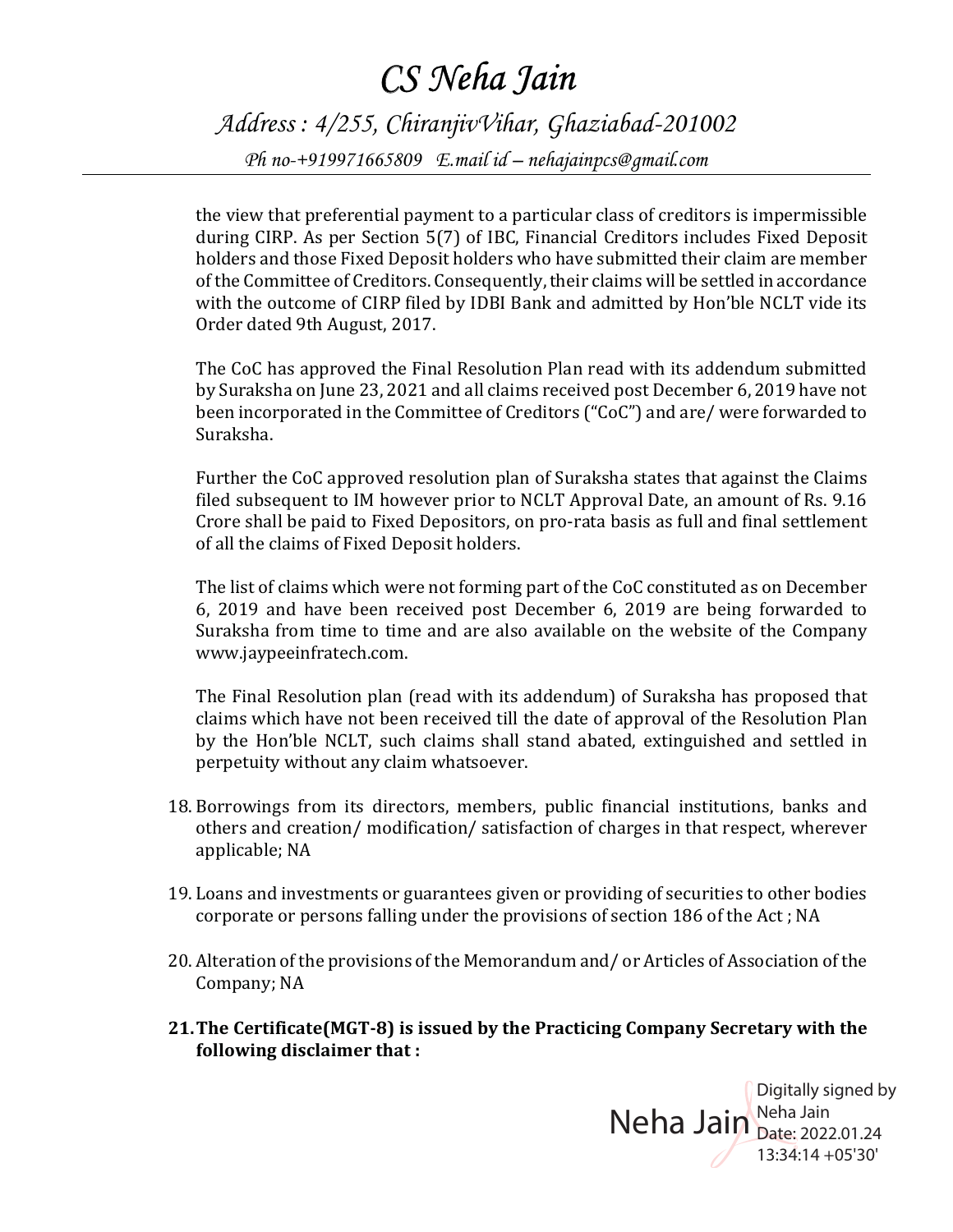the view that preferential payment to a particular class of creditors is impermissible during CIRP. As per Section 5(7) of IBC, Financial Creditors includes Fixed Deposit holders and those Fixed Deposit holders who have submitted their claim are member of the Committee of Creditors. Consequently, their claims will be settled in accordance with the outcome of CIRP filed by IDBI Bank and admitted by Hon'ble NCLT vide its Order dated 9th August, 2017.

The CoC has approved the Final Resolution Plan read with its addendum submitted by Suraksha on June 23, 2021 and all claims received post December 6, 2019 have not been incorporated in the Committee of Creditors ("CoC") and are/ were forwarded to Suraksha.

Further the CoC approved resolution plan of Suraksha states that against the Claims filed subsequent to IM however prior to NCLT Approval Date, an amount of Rs. 9.16 Crore shall be paid to Fixed Depositors, on pro-rata basis as full and final settlement of all the claims of Fixed Deposit holders.

The list of claims which were not forming part of the CoC constituted as on December 6, 2019 and have been received post December 6, 2019 are being forwarded to Suraksha from time to time and are also available on the website of the Company www.jaypeeinfratech.com.

The Final Resolution plan (read with its addendum) of Suraksha has proposed that claims which have not been received till the date of approval of the Resolution Plan by the Hon'ble NCLT, such claims shall stand abated, extinguished and settled in perpetuity without any claim whatsoever.

18. Borrowings from its directors, members, public financial institutions, banks and others and creation/ modification/ satisfaction of charges in that respect, wherever applicable; NA

19. Loans and investments or guarantees given or providing of securities to other bodies corporate or persons falling under the provisions of section 186 of the Act ; NA

20. Alteration of the provisions of the Memorandum and/ or Articles of Association of the Company; NA

21. **The Certificate(MGT-8) is issued by the Practicing Company Secretary with the following disclaimer that :**

Neha Jain — Digitally signed by Neha Jain Date: 2022.01.24 13:34:14 +05'30'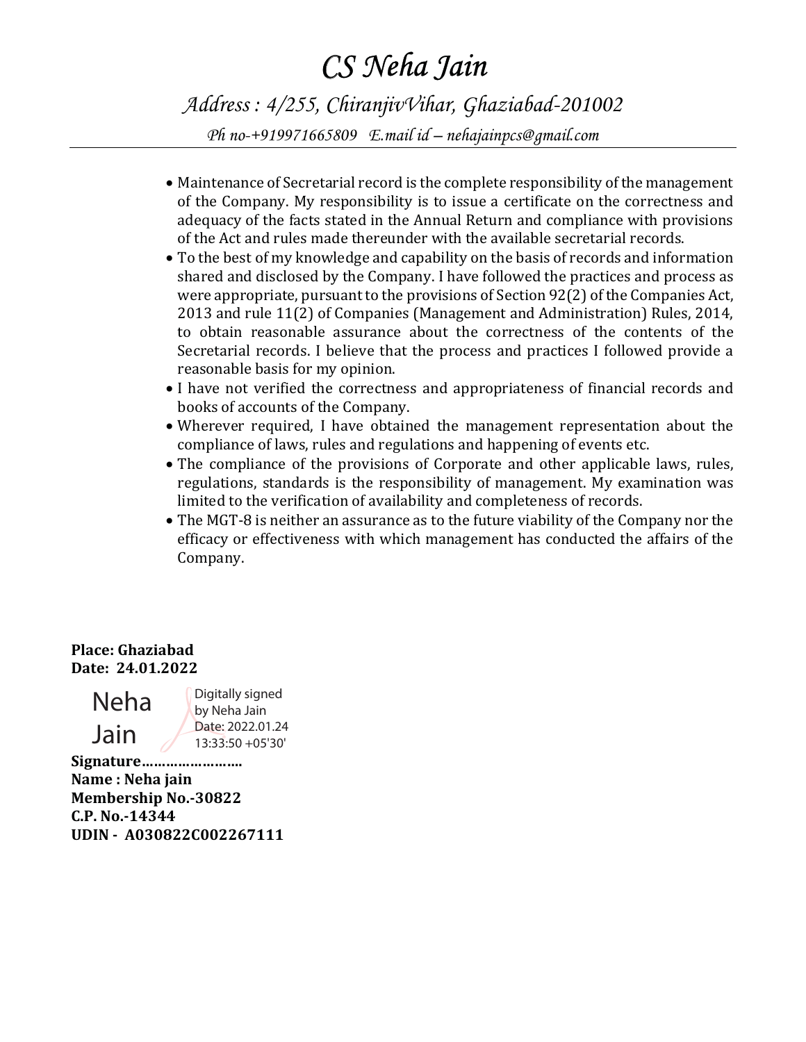# CS Neha Jain

*Address : 4/255, ChiranjivVihar, Ghaziabad-201002*

*Ph no-+919971665809 E.mail id – nehajainpcs@gmail.com*

- Maintenance of Secretarial record is the complete responsibility of the management of the Company. My responsibility is to issue a certificate on the correctness and adequacy of the facts stated in the Annual Return and compliance with provisions of the Act and rules made thereunder with the available secretarial records.
- To the best of my knowledge and capability on the basis of records and information shared and disclosed by the Company. I have followed the practices and process as were appropriate, pursuant to the provisions of Section 92(2) of the Companies Act, 2013 and rule 11(2) of Companies (Management and Administration) Rules, 2014, to obtain reasonable assurance about the correctness of the contents of the Secretarial records. I believe that the process and practices I followed provide a reasonable basis for my opinion.
- I have not verified the correctness and appropriateness of financial records and books of accounts of the Company.
- Wherever required, I have obtained the management representation about the compliance of laws, rules and regulations and happening of events etc.
- The compliance of the provisions of Corporate and other applicable laws, rules, regulations, standards is the responsibility of management. My examination was limited to the verification of availability and completeness of records.
- The MGT-8 is neither an assurance as to the future viability of the Company nor the efficacy or effectiveness with which management has conducted the affairs of the Company.

**Place: Ghaziabad**
**Date: 24.01.2022**

Neha Jain

Digitally signed by Neha Jain
Date: 2022.01.24 13:33:50 +05'30'

**Signature……………………**
**Name : Neha jain**
**Membership No.-30822**
**C.P. No.-14344**
**UDIN - A030822C002267111**